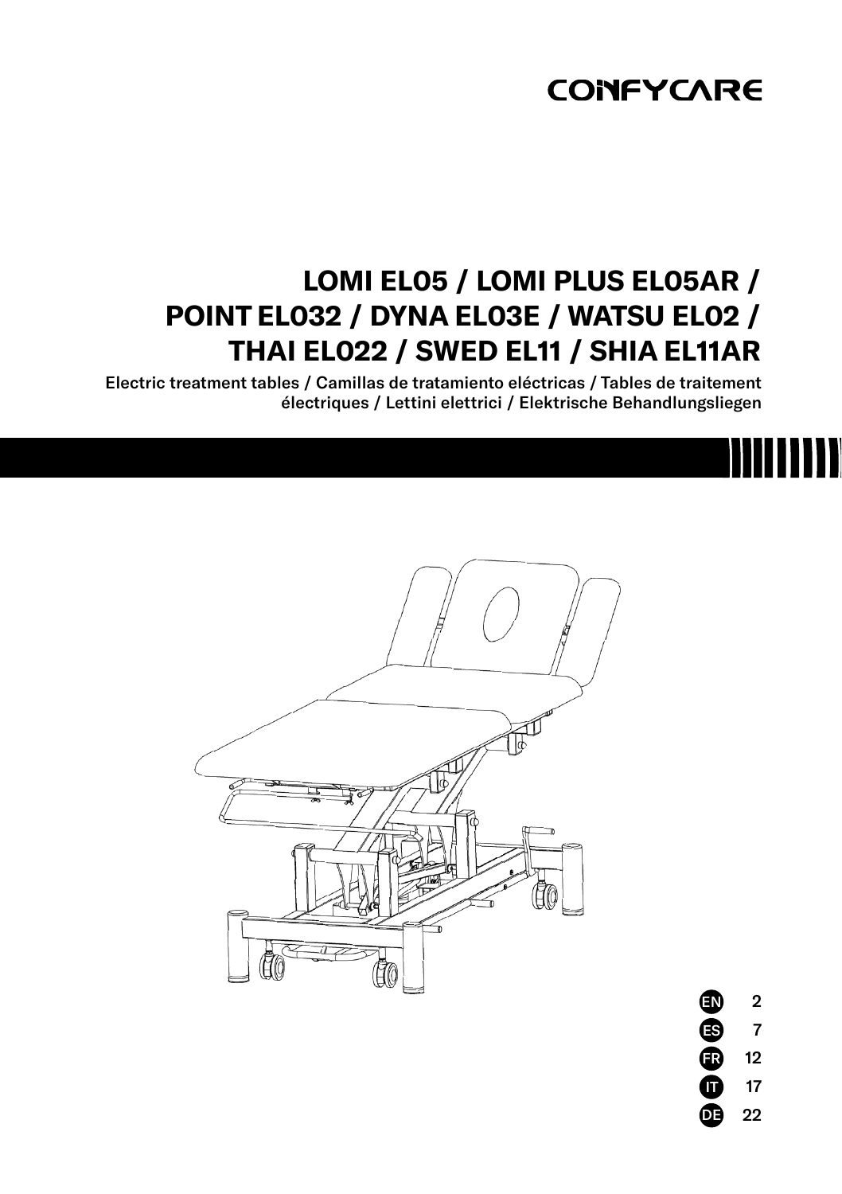CONFYCARE

# LOMI EL05 / LOMI PLUS EL05AR / POINT EL032 / DYNA EL03E / WATSU EL02 / THAI EL022 / SWED EL11 / SHIA EL11AR

Electric treatment tables / Camillas de tratamiento eléctricas / Tables de traitement électriques / Lettini elettrici / Elektrische Behandlungsliegen

| | |
|---|---|
| EN | 2 |
| ES | 7 |
| FR | 12 |
| IT | 17 |
| DE | 22 |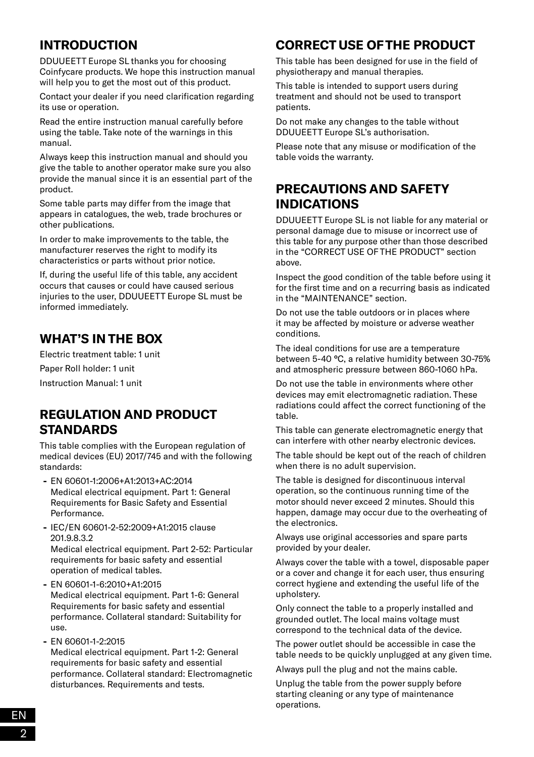## INTRODUCTION

DDUUEETT Europe SL thanks you for choosing Coinfycare products. We hope this instruction manual will help you to get the most out of this product.

Contact your dealer if you need clarification regarding its use or operation.

Read the entire instruction manual carefully before using the table. Take note of the warnings in this manual.

Always keep this instruction manual and should you give the table to another operator make sure you also provide the manual since it is an essential part of the product.

Some table parts may differ from the image that appears in catalogues, the web, trade brochures or other publications.

In order to make improvements to the table, the manufacturer reserves the right to modify its characteristics or parts without prior notice.

If, during the useful life of this table, any accident occurs that causes or could have caused serious injuries to the user, DDUUEETT Europe SL must be informed immediately.

## WHAT'S IN THE BOX

Electric treatment table: 1 unit

Paper Roll holder: 1 unit

Instruction Manual: 1 unit

## REGULATION AND PRODUCT STANDARDS

This table complies with the European regulation of medical devices (EU) 2017/745 and with the following standards:

- EN 60601-1:2006+A1:2013+AC:2014
  Medical electrical equipment. Part 1: General Requirements for Basic Safety and Essential Performance.
- IEC/EN 60601-2-52:2009+A1:2015 clause 201.9.8.3.2
  Medical electrical equipment. Part 2-52: Particular requirements for basic safety and essential operation of medical tables.
- EN 60601-1-6:2010+A1:2015
  Medical electrical equipment. Part 1-6: General Requirements for basic safety and essential performance. Collateral standard: Suitability for use.
- EN 60601-1-2:2015
  Medical electrical equipment. Part 1-2: General requirements for basic safety and essential performance. Collateral standard: Electromagnetic disturbances. Requirements and tests.

## CORRECT USE OF THE PRODUCT

This table has been designed for use in the field of physiotherapy and manual therapies.

This table is intended to support users during treatment and should not be used to transport patients.

Do not make any changes to the table without DDUUEETT Europe SL's authorisation.

Please note that any misuse or modification of the table voids the warranty.

## PRECAUTIONS AND SAFETY INDICATIONS

DDUUEETT Europe SL is not liable for any material or personal damage due to misuse or incorrect use of this table for any purpose other than those described in the "CORRECT USE OF THE PRODUCT" section above.

Inspect the good condition of the table before using it for the first time and on a recurring basis as indicated in the "MAINTENANCE" section.

Do not use the table outdoors or in places where it may be affected by moisture or adverse weather conditions.

The ideal conditions for use are a temperature between 5-40 ºC, a relative humidity between 30-75% and atmospheric pressure between 860-1060 hPa.

Do not use the table in environments where other devices may emit electromagnetic radiation. These radiations could affect the correct functioning of the table.

This table can generate electromagnetic energy that can interfere with other nearby electronic devices.

The table should be kept out of the reach of children when there is no adult supervision.

The table is designed for discontinuous interval operation, so the continuous running time of the motor should never exceed 2 minutes. Should this happen, damage may occur due to the overheating of the electronics.

Always use original accessories and spare parts provided by your dealer.

Always cover the table with a towel, disposable paper or a cover and change it for each user, thus ensuring correct hygiene and extending the useful life of the upholstery.

Only connect the table to a properly installed and grounded outlet. The local mains voltage must correspond to the technical data of the device.

The power outlet should be accessible in case the table needs to be quickly unplugged at any given time.

Always pull the plug and not the mains cable.

Unplug the table from the power supply before starting cleaning or any type of maintenance operations.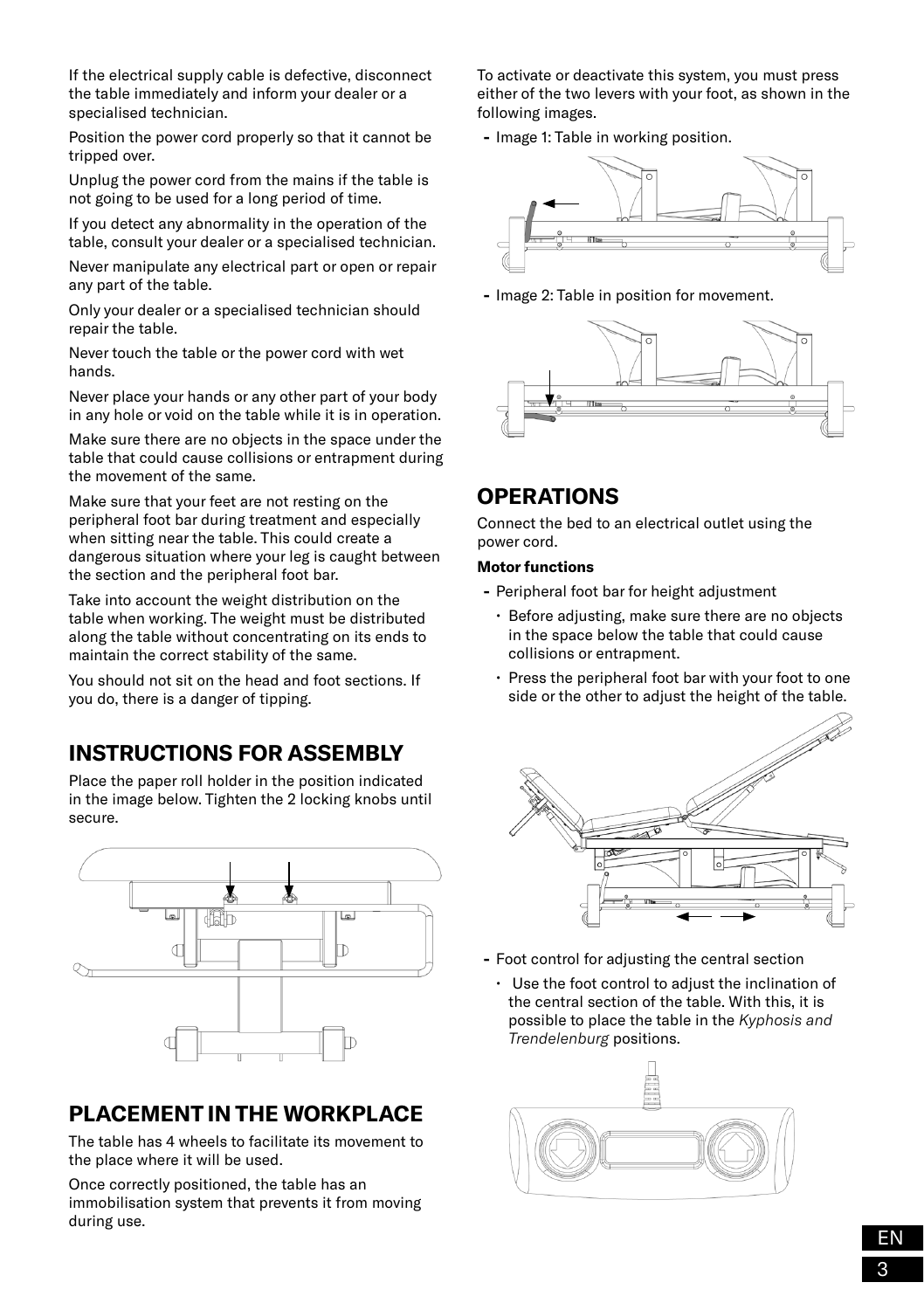If the electrical supply cable is defective, disconnect the table immediately and inform your dealer or a specialised technician.

Position the power cord properly so that it cannot be tripped over.

Unplug the power cord from the mains if the table is not going to be used for a long period of time.

If you detect any abnormality in the operation of the table, consult your dealer or a specialised technician.

Never manipulate any electrical part or open or repair any part of the table.

Only your dealer or a specialised technician should repair the table.

Never touch the table or the power cord with wet hands.

Never place your hands or any other part of your body in any hole or void on the table while it is in operation.

Make sure there are no objects in the space under the table that could cause collisions or entrapment during the movement of the same.

Make sure that your feet are not resting on the peripheral foot bar during treatment and especially when sitting near the table. This could create a dangerous situation where your leg is caught between the section and the peripheral foot bar.

Take into account the weight distribution on the table when working. The weight must be distributed along the table without concentrating on its ends to maintain the correct stability of the same.

You should not sit on the head and foot sections. If you do, there is a danger of tipping.

## INSTRUCTIONS FOR ASSEMBLY

Place the paper roll holder in the position indicated in the image below. Tighten the 2 locking knobs until secure.

## PLACEMENT IN THE WORKPLACE

The table has 4 wheels to facilitate its movement to the place where it will be used.

Once correctly positioned, the table has an immobilisation system that prevents it from moving during use.

To activate or deactivate this system, you must press either of the two levers with your foot, as shown in the following images.

- Image 1: Table in working position.
- Image 2: Table in position for movement.

## OPERATIONS

Connect the bed to an electrical outlet using the power cord.

**Motor functions**

- Peripheral foot bar for height adjustment
  - Before adjusting, make sure there are no objects in the space below the table that could cause collisions or entrapment.
  - Press the peripheral foot bar with your foot to one side or the other to adjust the height of the table.
- Foot control for adjusting the central section
  - Use the foot control to adjust the inclination of the central section of the table. With this, it is possible to place the table in the *Kyphosis and Trendelenburg* positions.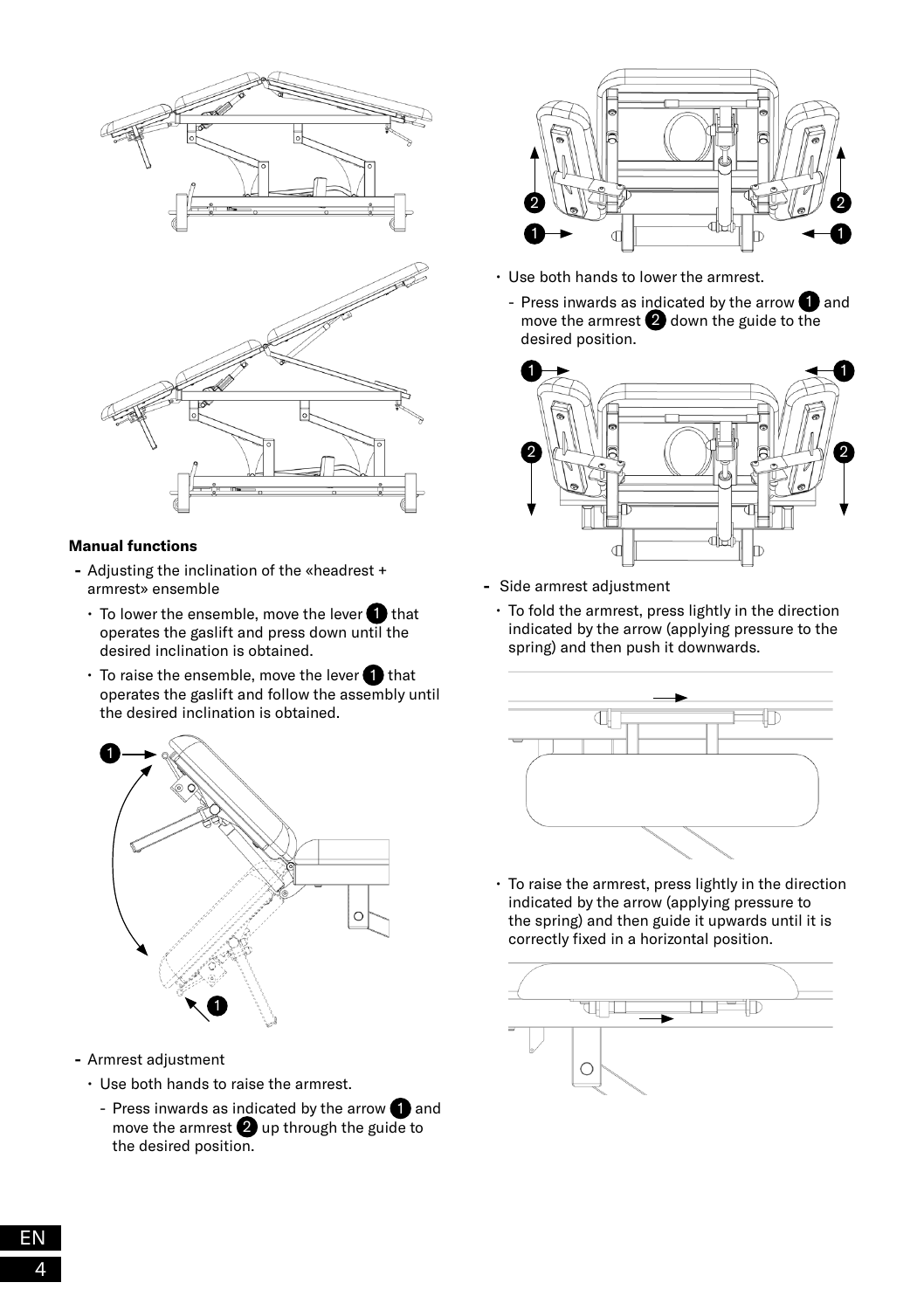**Manual functions**

- Adjusting the inclination of the «headrest + armrest» ensemble
  - To lower the ensemble, move the lever 1 that operates the gaslift and press down until the desired inclination is obtained.
  - To raise the ensemble, move the lever 1 that operates the gaslift and follow the assembly until the desired inclination is obtained.

- Armrest adjustment
  - Use both hands to raise the armrest.
    - Press inwards as indicated by the arrow 1 and move the armrest 2 up through the guide to the desired position.
  - Use both hands to lower the armrest.
    - Press inwards as indicated by the arrow 1 and move the armrest 2 down the guide to the desired position.

- Side armrest adjustment
  - To fold the armrest, press lightly in the direction indicated by the arrow (applying pressure to the spring) and then push it downwards.
  - To raise the armrest, press lightly in the direction indicated by the arrow (applying pressure to the spring) and then guide it upwards until it is correctly fixed in a horizontal position.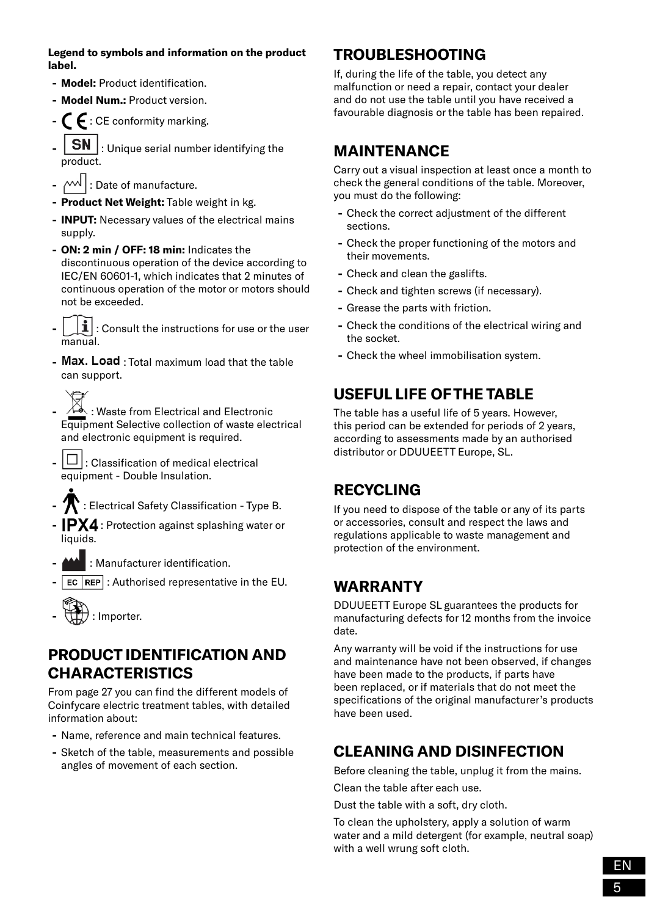**Legend to symbols and information on the product label.**

- **Model:** Product identification.
- **Model Num.:** Product version.
- CE: CE conformity marking.
- SN: Unique serial number identifying the product.
- : Date of manufacture.
- **Product Net Weight:** Table weight in kg.
- **INPUT:** Necessary values of the electrical mains supply.
- **ON: 2 min / OFF: 18 min:** Indicates the discontinuous operation of the device according to IEC/EN 60601-1, which indicates that 2 minutes of continuous operation of the motor or motors should not be exceeded.
- : Consult the instructions for use or the user manual.
- **Max. Load** : Total maximum load that the table can support.
- : Waste from Electrical and Electronic Equipment Selective collection of waste electrical and electronic equipment is required.
- : Classification of medical electrical equipment - Double Insulation.
- : Electrical Safety Classification - Type B.
- **IPX4** : Protection against splashing water or liquids.
- : Manufacturer identification.
- EC REP : Authorised representative in the EU.
- : Importer.

## PRODUCT IDENTIFICATION AND CHARACTERISTICS

From page 27 you can find the different models of Coinfycare electric treatment tables, with detailed information about:

- Name, reference and main technical features.
- Sketch of the table, measurements and possible angles of movement of each section.

## TROUBLESHOOTING

If, during the life of the table, you detect any malfunction or need a repair, contact your dealer and do not use the table until you have received a favourable diagnosis or the table has been repaired.

## MAINTENANCE

Carry out a visual inspection at least once a month to check the general conditions of the table. Moreover, you must do the following:

- Check the correct adjustment of the different sections.
- Check the proper functioning of the motors and their movements.
- Check and clean the gaslifts.
- Check and tighten screws (if necessary).
- Grease the parts with friction.
- Check the conditions of the electrical wiring and the socket.
- Check the wheel immobilisation system.

## USEFUL LIFE OF THE TABLE

The table has a useful life of 5 years. However, this period can be extended for periods of 2 years, according to assessments made by an authorised distributor or DDUUEETT Europe, SL.

## RECYCLING

If you need to dispose of the table or any of its parts or accessories, consult and respect the laws and regulations applicable to waste management and protection of the environment.

## WARRANTY

DDUUEETT Europe SL guarantees the products for manufacturing defects for 12 months from the invoice date.

Any warranty will be void if the instructions for use and maintenance have not been observed, if changes have been made to the products, if parts have been replaced, or if materials that do not meet the specifications of the original manufacturer's products have been used.

## CLEANING AND DISINFECTION

Before cleaning the table, unplug it from the mains.

Clean the table after each use.

Dust the table with a soft, dry cloth.

To clean the upholstery, apply a solution of warm water and a mild detergent (for example, neutral soap) with a well wrung soft cloth.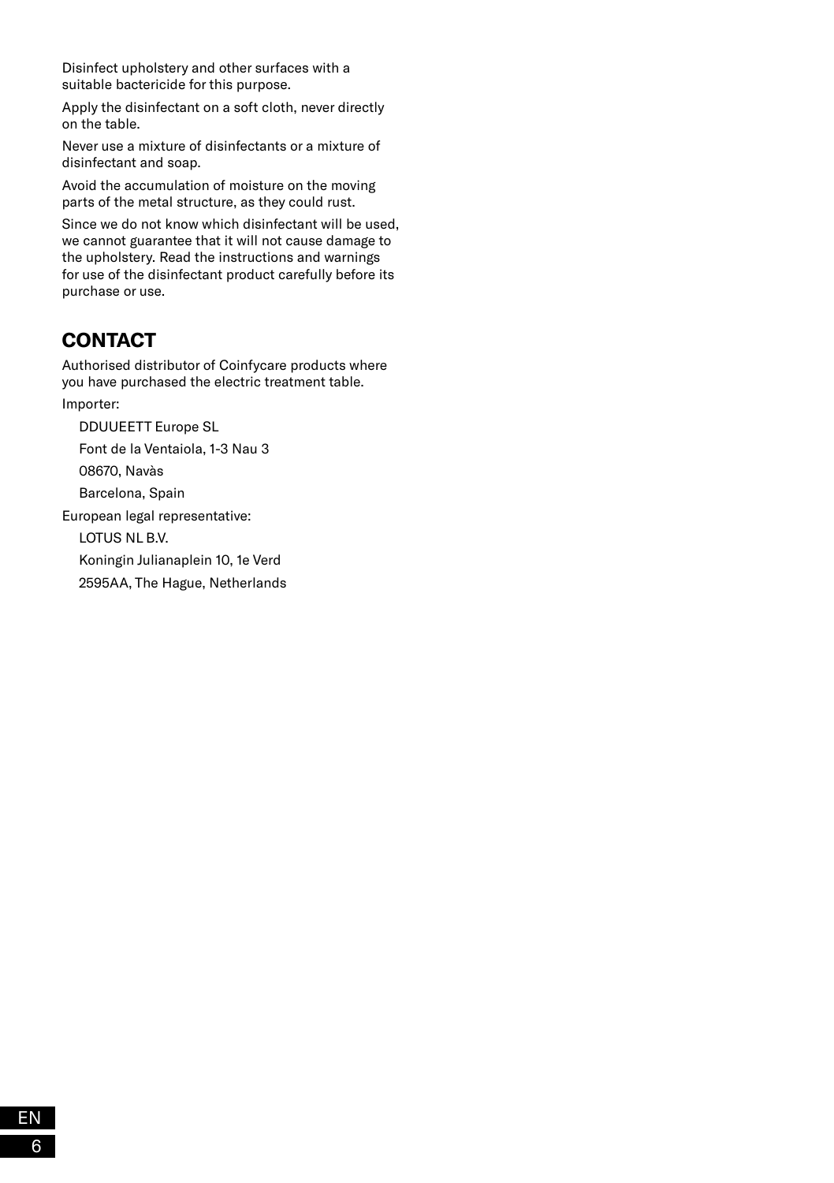Disinfect upholstery and other surfaces with a suitable bactericide for this purpose.

Apply the disinfectant on a soft cloth, never directly on the table.

Never use a mixture of disinfectants or a mixture of disinfectant and soap.

Avoid the accumulation of moisture on the moving parts of the metal structure, as they could rust.

Since we do not know which disinfectant will be used, we cannot guarantee that it will not cause damage to the upholstery. Read the instructions and warnings for use of the disinfectant product carefully before its purchase or use.

## CONTACT

Authorised distributor of Coinfycare products where you have purchased the electric treatment table.

Importer:

DDUUEETT Europe SL

Font de la Ventaiola, 1-3 Nau 3

08670, Navàs

Barcelona, Spain

European legal representative:

LOTUS NL B.V.

Koningin Julianaplein 10, 1e Verd

2595AA, The Hague, Netherlands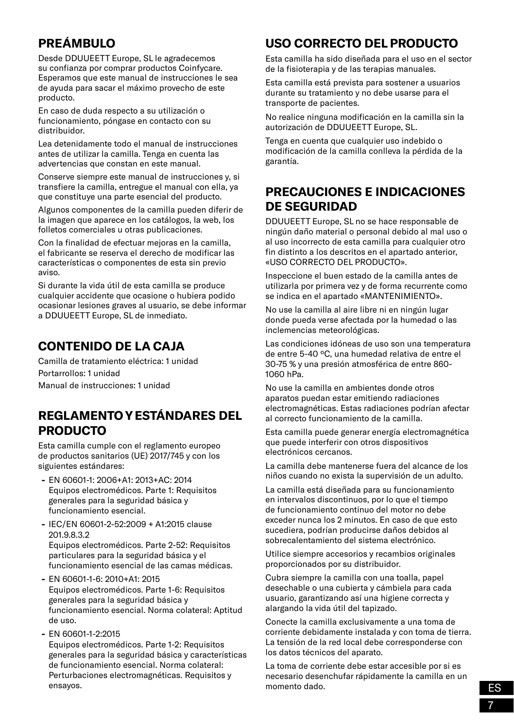## PREÁMBULO

Desde DDUUEETT Europe, SL le agradecemos su confianza por comprar productos Coinfycare. Esperamos que este manual de instrucciones le sea de ayuda para sacar el máximo provecho de este producto.

En caso de duda respecto a su utilización o funcionamiento, póngase en contacto con su distribuidor.

Lea detenidamente todo el manual de instrucciones antes de utilizar la camilla. Tenga en cuenta las advertencias que constan en este manual.

Conserve siempre este manual de instrucciones y, si transfiere la camilla, entregue el manual con ella, ya que constituye una parte esencial del producto.

Algunos componentes de la camilla pueden diferir de la imagen que aparece en los catálogos, la web, los folletos comerciales u otras publicaciones.

Con la finalidad de efectuar mejoras en la camilla, el fabricante se reserva el derecho de modificar las características o componentes de esta sin previo aviso.

Si durante la vida útil de esta camilla se produce cualquier accidente que ocasione o hubiera podido ocasionar lesiones graves al usuario, se debe informar a DDUUEETT Europe, SL de inmediato.

## CONTENIDO DE LA CAJA

Camilla de tratamiento eléctrica: 1 unidad

Portarrollos: 1 unidad

Manual de instrucciones: 1 unidad

## REGLAMENTO Y ESTÁNDARES DEL PRODUCTO

Esta camilla cumple con el reglamento europeo de productos sanitarios (UE) 2017/745 y con los siguientes estándares:

- EN 60601-1: 2006+A1: 2013+AC: 2014
  Equipos electromédicos. Parte 1: Requisitos generales para la seguridad básica y funcionamiento esencial.
- IEC/EN 60601-2-52:2009 + A1:2015 clause 201.9.8.3.2
  Equipos electromédicos. Parte 2-52: Requisitos particulares para la seguridad básica y el funcionamiento esencial de las camas médicas.
- EN 60601-1-6: 2010+A1: 2015
  Equipos electromédicos. Parte 1-6: Requisitos generales para la seguridad básica y funcionamiento esencial. Norma colateral: Aptitud de uso.
- EN 60601-1-2:2015
  Equipos electromédicos. Parte 1-2: Requisitos generales para la seguridad básica y características de funcionamiento esencial. Norma colateral: Perturbaciones electromagnéticas. Requisitos y ensayos.

## USO CORRECTO DEL PRODUCTO

Esta camilla ha sido diseñada para el uso en el sector de la fisioterapia y de las terapias manuales.

Esta camilla está prevista para sostener a usuarios durante su tratamiento y no debe usarse para el transporte de pacientes.

No realice ninguna modificación en la camilla sin la autorización de DDUUEETT Europe, SL.

Tenga en cuenta que cualquier uso indebido o modificación de la camilla conlleva la pérdida de la garantía.

## PRECAUCIONES E INDICACIONES DE SEGURIDAD

DDUUEETT Europe, SL no se hace responsable de ningún daño material o personal debido al mal uso o al uso incorrecto de esta camilla para cualquier otro fin distinto a los descritos en el apartado anterior, «USO CORRECTO DEL PRODUCTO».

Inspeccione el buen estado de la camilla antes de utilizarla por primera vez y de forma recurrente como se indica en el apartado «MANTENIMIENTO».

No use la camilla al aire libre ni en ningún lugar donde pueda verse afectada por la humedad o las inclemencias meteorológicas.

Las condiciones idóneas de uso son una temperatura de entre 5-40 ºC, una humedad relativa de entre el 30-75 % y una presión atmosférica de entre 860-1060 hPa.

No use la camilla en ambientes donde otros aparatos puedan estar emitiendo radiaciones electromagnéticas. Estas radiaciones podrían afectar al correcto funcionamiento de la camilla.

Esta camilla puede generar energía electromagnética que puede interferir con otros dispositivos electrónicos cercanos.

La camilla debe mantenerse fuera del alcance de los niños cuando no exista la supervisión de un adulto.

La camilla está diseñada para su funcionamiento en intervalos discontinuos, por lo que el tiempo de funcionamiento continuo del motor no debe exceder nunca los 2 minutos. En caso de que esto sucediera, podrían producirse daños debidos al sobrecalentamiento del sistema electrónico.

Utilice siempre accesorios y recambios originales proporcionados por su distribuidor.

Cubra siempre la camilla con una toalla, papel desechable o una cubierta y cámbiela para cada usuario, garantizando así una higiene correcta y alargando la vida útil del tapizado.

Conecte la camilla exclusivamente a una toma de corriente debidamente instalada y con toma de tierra. La tensión de la red local debe corresponderse con los datos técnicos del aparato.

La toma de corriente debe estar accesible por si es necesario desenchufar rápidamente la camilla en un momento dado.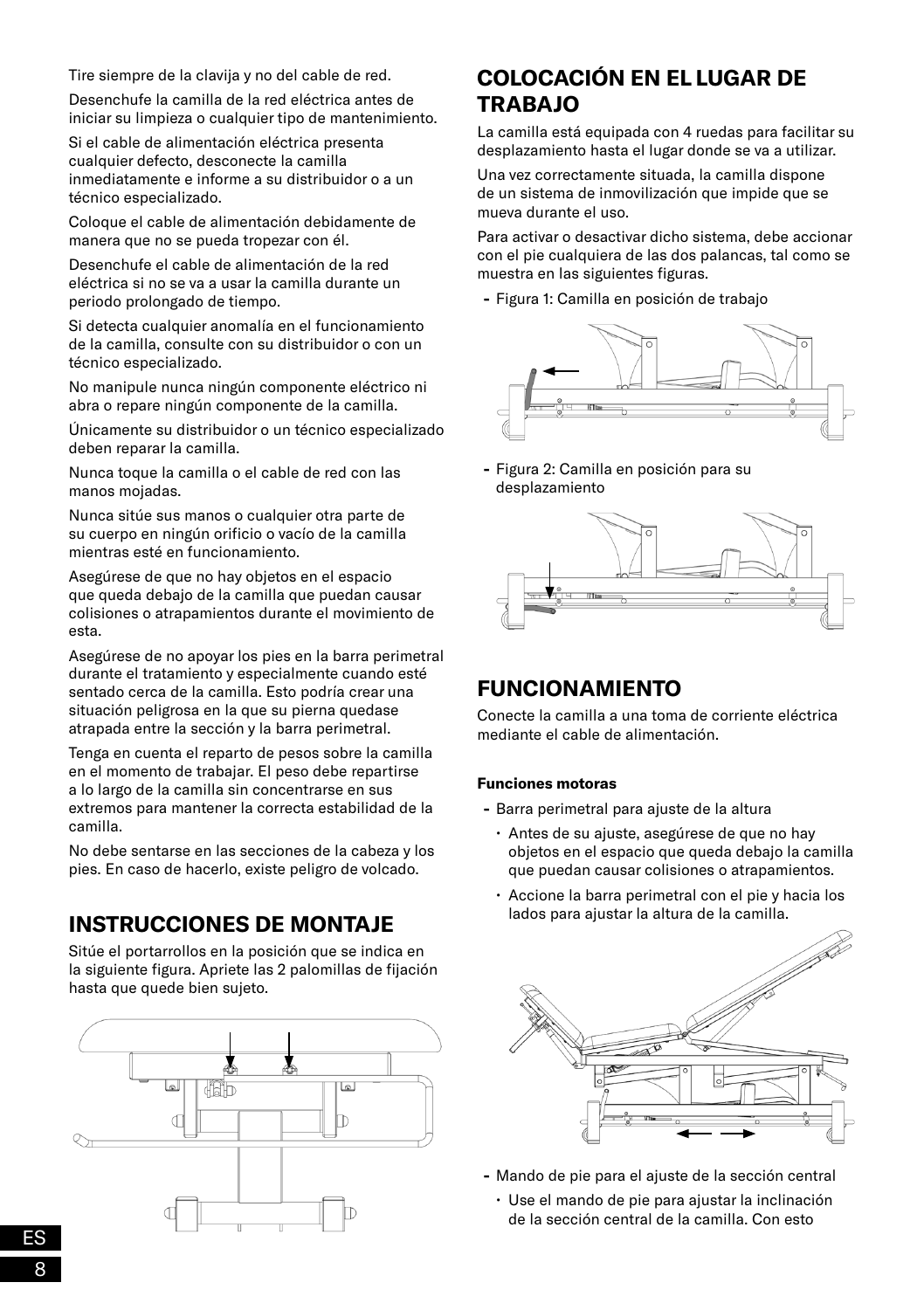Tire siempre de la clavija y no del cable de red.

Desenchufe la camilla de la red eléctrica antes de iniciar su limpieza o cualquier tipo de mantenimiento.

Si el cable de alimentación eléctrica presenta cualquier defecto, desconecte la camilla inmediatamente e informe a su distribuidor o a un técnico especializado.

Coloque el cable de alimentación debidamente de manera que no se pueda tropezar con él.

Desenchufe el cable de alimentación de la red eléctrica si no se va a usar la camilla durante un periodo prolongado de tiempo.

Si detecta cualquier anomalía en el funcionamiento de la camilla, consulte con su distribuidor o con un técnico especializado.

No manipule nunca ningún componente eléctrico ni abra o repare ningún componente de la camilla.

Únicamente su distribuidor o un técnico especializado deben reparar la camilla.

Nunca toque la camilla o el cable de red con las manos mojadas.

Nunca sitúe sus manos o cualquier otra parte de su cuerpo en ningún orificio o vacío de la camilla mientras esté en funcionamiento.

Asegúrese de que no hay objetos en el espacio que queda debajo de la camilla que puedan causar colisiones o atrapamientos durante el movimiento de esta.

Asegúrese de no apoyar los pies en la barra perimetral durante el tratamiento y especialmente cuando esté sentado cerca de la camilla. Esto podría crear una situación peligrosa en la que su pierna quedase atrapada entre la sección y la barra perimetral.

Tenga en cuenta el reparto de pesos sobre la camilla en el momento de trabajar. El peso debe repartirse a lo largo de la camilla sin concentrarse en sus extremos para mantener la correcta estabilidad de la camilla.

No debe sentarse en las secciones de la cabeza y los pies. En caso de hacerlo, existe peligro de volcado.

## INSTRUCCIONES DE MONTAJE

Sitúe el portarrollos en la posición que se indica en la siguiente figura. Apriete las 2 palomillas de fijación hasta que quede bien sujeto.

## COLOCACIÓN EN EL LUGAR DE TRABAJO

La camilla está equipada con 4 ruedas para facilitar su desplazamiento hasta el lugar donde se va a utilizar.

Una vez correctamente situada, la camilla dispone de un sistema de inmovilización que impide que se mueva durante el uso.

Para activar o desactivar dicho sistema, debe accionar con el pie cualquiera de las dos palancas, tal como se muestra en las siguientes figuras.

- Figura 1: Camilla en posición de trabajo
- Figura 2: Camilla en posición para su desplazamiento

## FUNCIONAMIENTO

Conecte la camilla a una toma de corriente eléctrica mediante el cable de alimentación.

**Funciones motoras**

- Barra perimetral para ajuste de la altura
  - Antes de su ajuste, asegúrese de que no hay objetos en el espacio que queda debajo la camilla que puedan causar colisiones o atrapamientos.
  - Accione la barra perimetral con el pie y hacia los lados para ajustar la altura de la camilla.
- Mando de pie para el ajuste de la sección central
  - Use el mando de pie para ajustar la inclinación de la sección central de la camilla. Con esto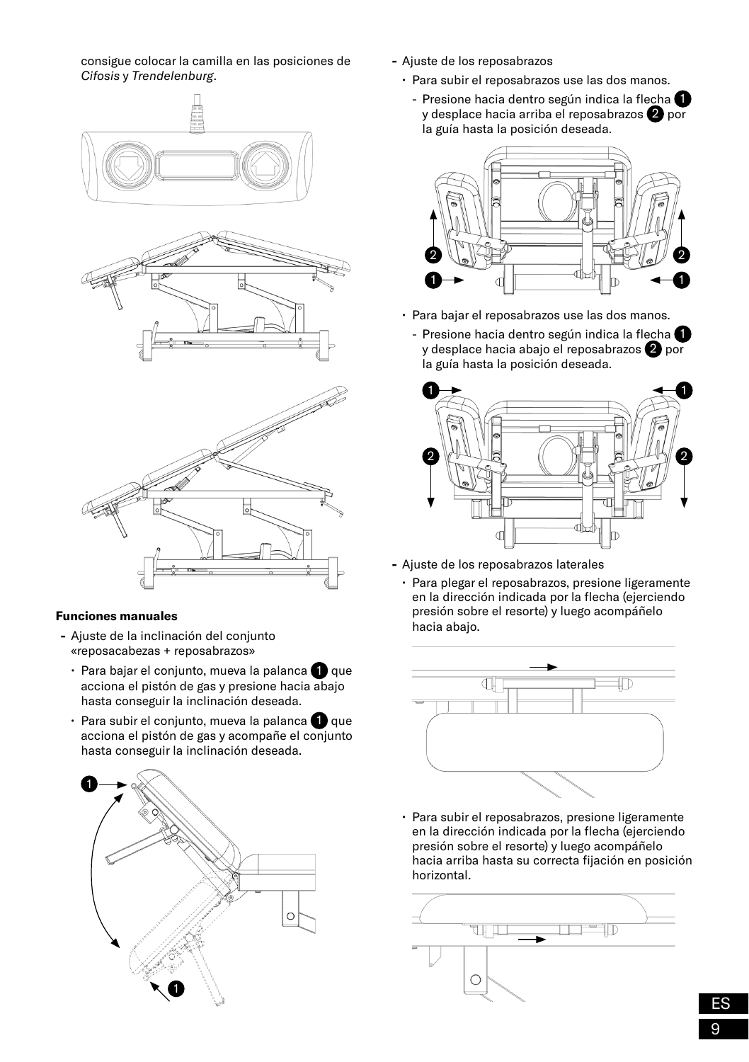consigue colocar la camilla en las posiciones de *Cifosis* y *Trendelenburg*.

#### Funciones manuales

- Ajuste de la inclinación del conjunto «reposacabezas + reposabrazos»
  - Para bajar el conjunto, mueva la palanca 1 que acciona el pistón de gas y presione hacia abajo hasta conseguir la inclinación deseada.
  - Para subir el conjunto, mueva la palanca 1 que acciona el pistón de gas y acompañe el conjunto hasta conseguir la inclinación deseada.

- Ajuste de los reposabrazos
  - Para subir el reposabrazos use las dos manos.
    - Presione hacia dentro según indica la flecha 1 y desplace hacia arriba el reposabrazos 2 por la guía hasta la posición deseada.
  - Para bajar el reposabrazos use las dos manos.
    - Presione hacia dentro según indica la flecha 1 y desplace hacia abajo el reposabrazos 2 por la guía hasta la posición deseada.

- Ajuste de los reposabrazos laterales
  - Para plegar el reposabrazos, presione ligeramente en la dirección indicada por la flecha (ejerciendo presión sobre el resorte) y luego acompáñelo hacia abajo.
  - Para subir el reposabrazos, presione ligeramente en la dirección indicada por la flecha (ejerciendo presión sobre el resorte) y luego acompáñelo hacia arriba hasta su correcta fijación en posición horizontal.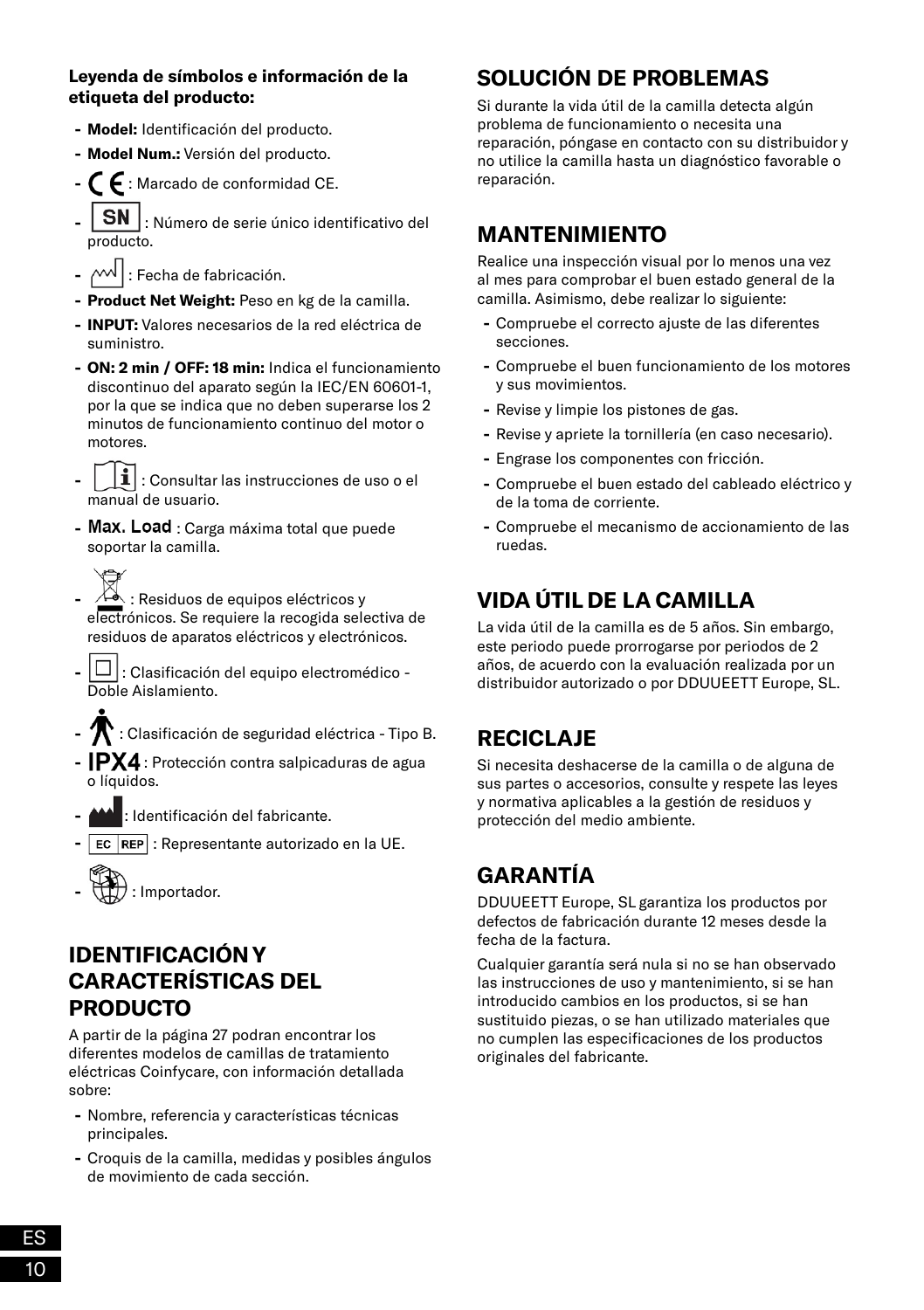**Leyenda de símbolos e información de la etiqueta del producto:**

- **Model:** Identificación del producto.
- **Model Num.:** Versión del producto.
- CE : Marcado de conformidad CE.
- SN : Número de serie único identificativo del producto.
- : Fecha de fabricación.
- **Product Net Weight:** Peso en kg de la camilla.
- **INPUT:** Valores necesarios de la red eléctrica de suministro.
- **ON: 2 min / OFF: 18 min:** Indica el funcionamiento discontinuo del aparato según la IEC/EN 60601-1, por la que se indica que no deben superarse los 2 minutos de funcionamiento continuo del motor o motores.
- : Consultar las instrucciones de uso o el manual de usuario.
- **Max. Load** : Carga máxima total que puede soportar la camilla.
- : Residuos de equipos eléctricos y electrónicos. Se requiere la recogida selectiva de residuos de aparatos eléctricos y electrónicos.
- : Clasificación del equipo electromédico - Doble Aislamiento.
- : Clasificación de seguridad eléctrica - Tipo B.
- **IPX4** : Protección contra salpicaduras de agua o líquidos.
- : Identificación del fabricante.
- EC REP : Representante autorizado en la UE.
- : Importador.

## IDENTIFICACIÓN Y CARACTERÍSTICAS DEL PRODUCTO

A partir de la página 27 podran encontrar los diferentes modelos de camillas de tratamiento eléctricas Coinfycare, con información detallada sobre:

- Nombre, referencia y características técnicas principales.
- Croquis de la camilla, medidas y posibles ángulos de movimiento de cada sección.

## SOLUCIÓN DE PROBLEMAS

Si durante la vida útil de la camilla detecta algún problema de funcionamiento o necesita una reparación, póngase en contacto con su distribuidor y no utilice la camilla hasta un diagnóstico favorable o reparación.

## MANTENIMIENTO

Realice una inspección visual por lo menos una vez al mes para comprobar el buen estado general de la camilla. Asimismo, debe realizar lo siguiente:

- Compruebe el correcto ajuste de las diferentes secciones.
- Compruebe el buen funcionamiento de los motores y sus movimientos.
- Revise y limpie los pistones de gas.
- Revise y apriete la tornillería (en caso necesario).
- Engrase los componentes con fricción.
- Compruebe el buen estado del cableado eléctrico y de la toma de corriente.
- Compruebe el mecanismo de accionamiento de las ruedas.

## VIDA ÚTIL DE LA CAMILLA

La vida útil de la camilla es de 5 años. Sin embargo, este periodo puede prorrogarse por periodos de 2 años, de acuerdo con la evaluación realizada por un distribuidor autorizado o por DDUUEETT Europe, SL.

## RECICLAJE

Si necesita deshacerse de la camilla o de alguna de sus partes o accesorios, consulte y respete las leyes y normativa aplicables a la gestión de residuos y protección del medio ambiente.

## GARANTÍA

DDUUEETT Europe, SL garantiza los productos por defectos de fabricación durante 12 meses desde la fecha de la factura.

Cualquier garantía será nula si no se han observado las instrucciones de uso y mantenimiento, si se han introducido cambios en los productos, si se han sustituido piezas, o se han utilizado materiales que no cumplen las especificaciones de los productos originales del fabricante.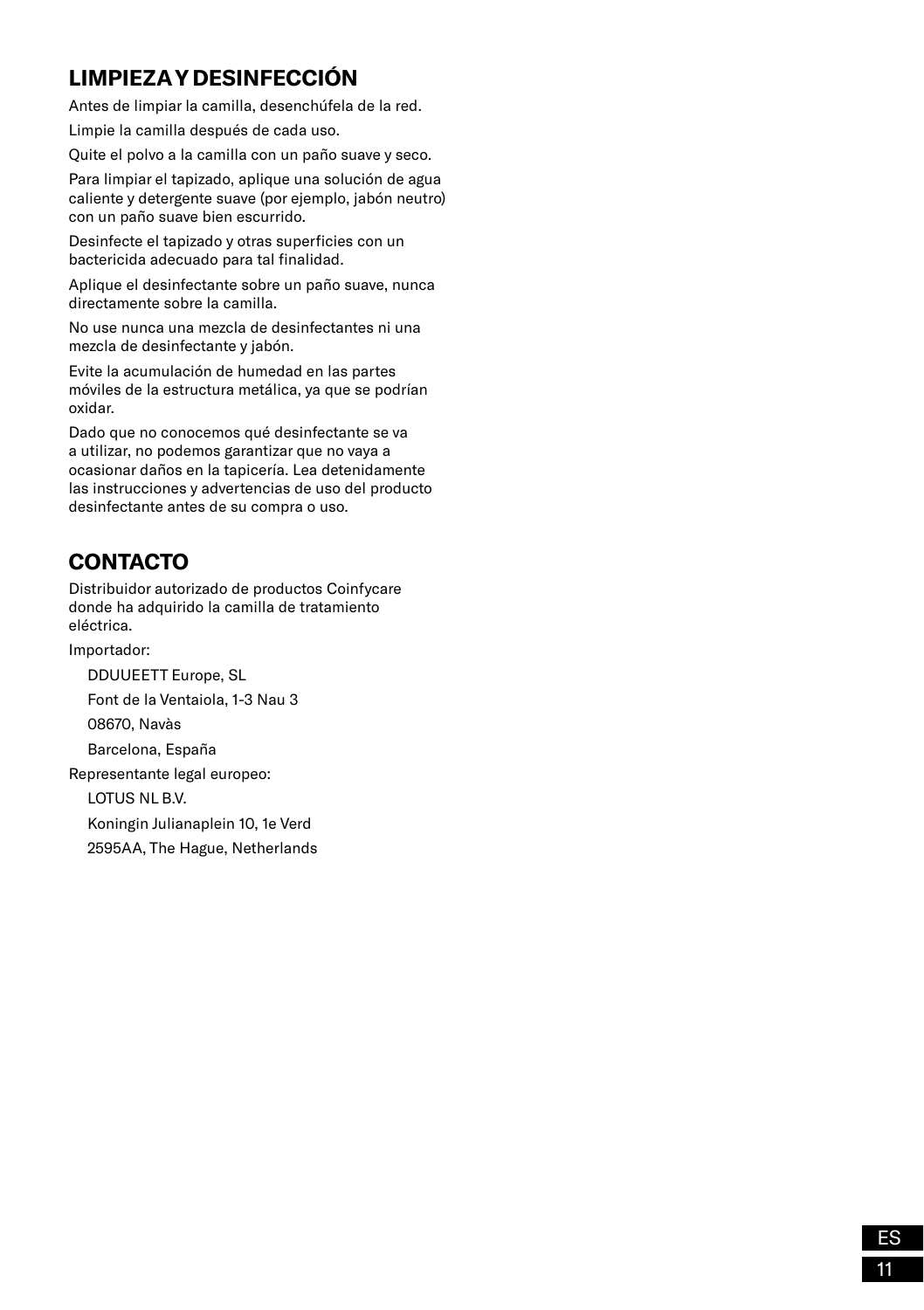## LIMPIEZA Y DESINFECCIÓN

Antes de limpiar la camilla, desenchúfela de la red.

Limpie la camilla después de cada uso.

Quite el polvo a la camilla con un paño suave y seco.

Para limpiar el tapizado, aplique una solución de agua caliente y detergente suave (por ejemplo, jabón neutro) con un paño suave bien escurrido.

Desinfecte el tapizado y otras superficies con un bactericida adecuado para tal finalidad.

Aplique el desinfectante sobre un paño suave, nunca directamente sobre la camilla.

No use nunca una mezcla de desinfectantes ni una mezcla de desinfectante y jabón.

Evite la acumulación de humedad en las partes móviles de la estructura metálica, ya que se podrían oxidar.

Dado que no conocemos qué desinfectante se va a utilizar, no podemos garantizar que no vaya a ocasionar daños en la tapicería. Lea detenidamente las instrucciones y advertencias de uso del producto desinfectante antes de su compra o uso.

## CONTACTO

Distribuidor autorizado de productos Coinfycare donde ha adquirido la camilla de tratamiento eléctrica.

Importador:

DDUUEETT Europe, SL

Font de la Ventaiola, 1-3 Nau 3

08670, Navàs

Barcelona, España

Representante legal europeo:

LOTUS NL B.V.

Koningin Julianaplein 10, 1e Verd

2595AA, The Hague, Netherlands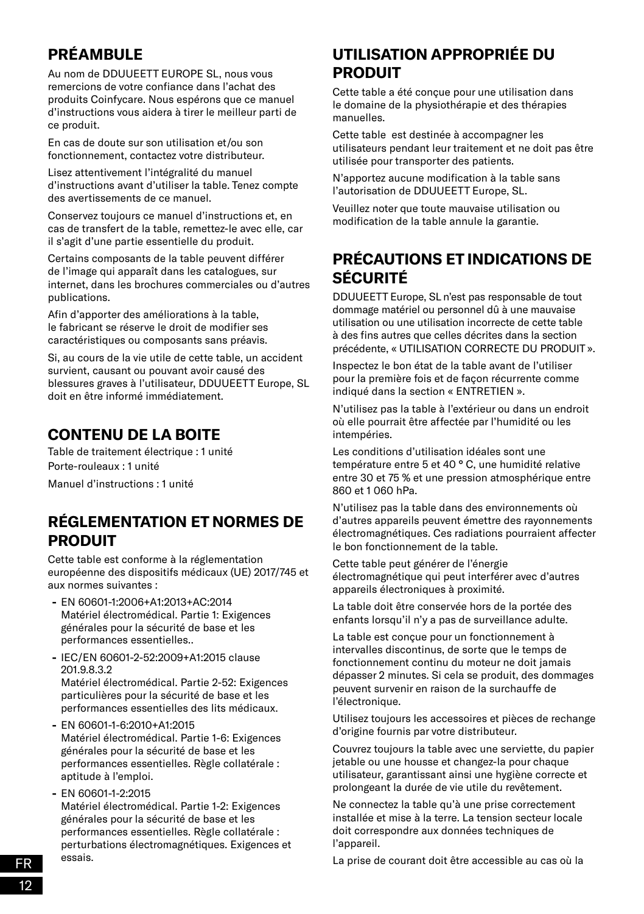## PRÉAMBULE

Au nom de DDUUEETT EUROPE SL, nous vous remercions de votre confiance dans l'achat des produits Coinfycare. Nous espérons que ce manuel d'instructions vous aidera à tirer le meilleur parti de ce produit.

En cas de doute sur son utilisation et/ou son fonctionnement, contactez votre distributeur.

Lisez attentivement l'intégralité du manuel d'instructions avant d'utiliser la table. Tenez compte des avertissements de ce manuel.

Conservez toujours ce manuel d'instructions et, en cas de transfert de la table, remettez-le avec elle, car il s'agit d'une partie essentielle du produit.

Certains composants de la table peuvent différer de l'image qui apparaît dans les catalogues, sur internet, dans les brochures commerciales ou d'autres publications.

Afin d'apporter des améliorations à la table, le fabricant se réserve le droit de modifier ses caractéristiques ou composants sans préavis.

Si, au cours de la vie utile de cette table, un accident survient, causant ou pouvant avoir causé des blessures graves à l'utilisateur, DDUUEETT Europe, SL doit en être informé immédiatement.

## CONTENU DE LA BOITE

Table de traitement électrique : 1 unité

Porte-rouleaux : 1 unité

Manuel d'instructions : 1 unité

## RÉGLEMENTATION ET NORMES DE PRODUIT

Cette table est conforme à la réglementation européenne des dispositifs médicaux (UE) 2017/745 et aux normes suivantes :

- EN 60601-1:2006+A1:2013+AC:2014
  Matériel électromédical. Partie 1: Exigences générales pour la sécurité de base et les performances essentielles..
- IEC/EN 60601-2-52:2009+A1:2015 clause 201.9.8.3.2
  Matériel électromédical. Partie 2-52: Exigences particulières pour la sécurité de base et les performances essentielles des lits médicaux.
- EN 60601-1-6:2010+A1:2015
  Matériel électromédical. Partie 1-6: Exigences générales pour la sécurité de base et les performances essentielles. Règle collatérale : aptitude à l'emploi.
- EN 60601-1-2:2015
  Matériel électromédical. Partie 1-2: Exigences générales pour la sécurité de base et les performances essentielles. Règle collatérale : perturbations électromagnétiques. Exigences et essais.

## UTILISATION APPROPRIÉE DU PRODUIT

Cette table a été conçue pour une utilisation dans le domaine de la physiothérapie et des thérapies manuelles.

Cette table  est destinée à accompagner les utilisateurs pendant leur traitement et ne doit pas être utilisée pour transporter des patients.

N'apportez aucune modification à la table sans l'autorisation de DDUUEETT Europe, SL.

Veuillez noter que toute mauvaise utilisation ou modification de la table annule la garantie.

## PRÉCAUTIONS ET INDICATIONS DE SÉCURITÉ

DDUUEETT Europe, SL n'est pas responsable de tout dommage matériel ou personnel dû à une mauvaise utilisation ou une utilisation incorrecte de cette table à des fins autres que celles décrites dans la section précédente, « UTILISATION CORRECTE DU PRODUIT ».

Inspectez le bon état de la table avant de l'utiliser pour la première fois et de façon récurrente comme indiqué dans la section « ENTRETIEN ».

N'utilisez pas la table à l'extérieur ou dans un endroit où elle pourrait être affectée par l'humidité ou les intempéries.

Les conditions d'utilisation idéales sont une température entre 5 et 40 º C, une humidité relative entre 30 et 75 % et une pression atmosphérique entre 860 et 1 060 hPa.

N'utilisez pas la table dans des environnements où d'autres appareils peuvent émettre des rayonnements électromagnétiques. Ces radiations pourraient affecter le bon fonctionnement de la table.

Cette table peut générer de l'énergie électromagnétique qui peut interférer avec d'autres appareils électroniques à proximité.

La table doit être conservée hors de la portée des enfants lorsqu'il n'y a pas de surveillance adulte.

La table est conçue pour un fonctionnement à intervalles discontinus, de sorte que le temps de fonctionnement continu du moteur ne doit jamais dépasser 2 minutes. Si cela se produit, des dommages peuvent survenir en raison de la surchauffe de l'électronique.

Utilisez toujours les accessoires et pièces de rechange d'origine fournis par votre distributeur.

Couvrez toujours la table avec une serviette, du papier jetable ou une housse et changez-la pour chaque utilisateur, garantissant ainsi une hygiène correcte et prolongeant la durée de vie utile du revêtement.

Ne connectez la table qu'à une prise correctement installée et mise à la terre. La tension secteur locale doit correspondre aux données techniques de l'appareil.

La prise de courant doit être accessible au cas où la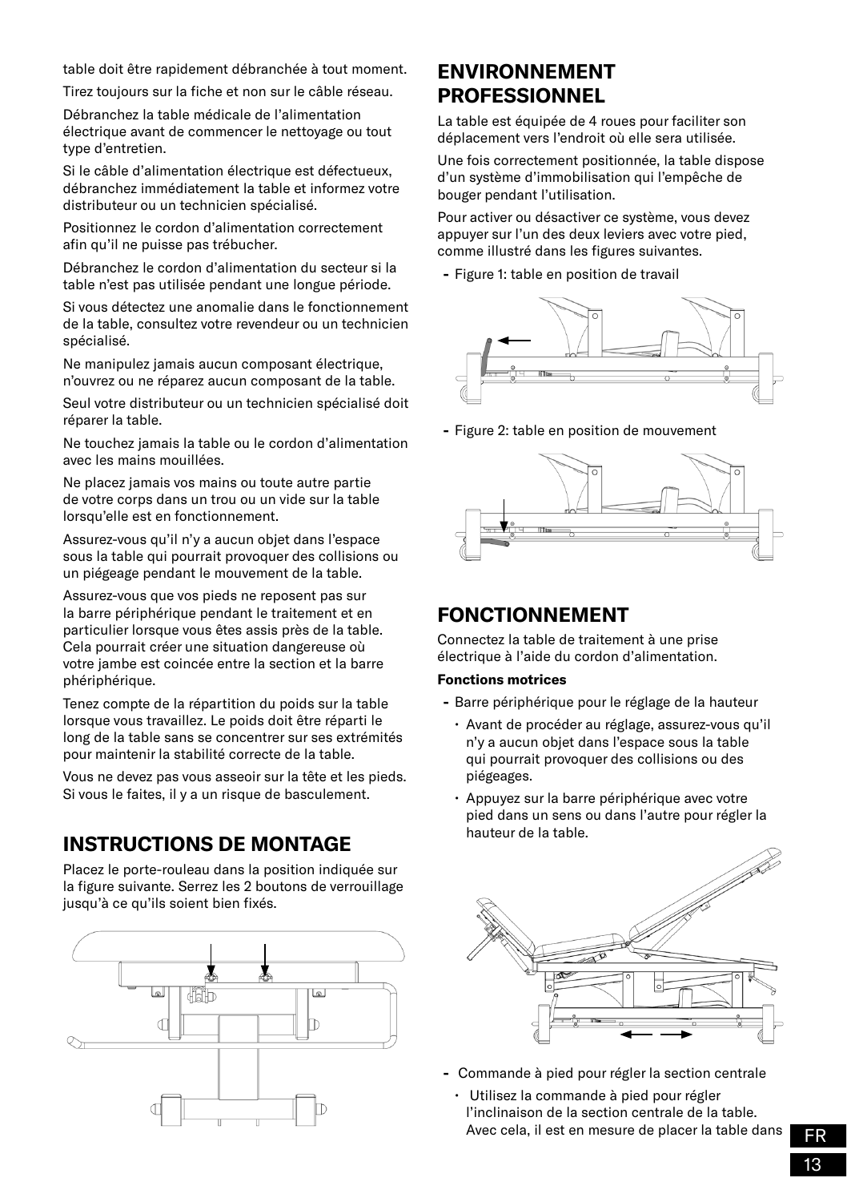table doit être rapidement débranchée à tout moment.

Tirez toujours sur la fiche et non sur le câble réseau.

Débranchez la table médicale de l'alimentation électrique avant de commencer le nettoyage ou tout type d'entretien.

Si le câble d'alimentation électrique est défectueux, débranchez immédiatement la table et informez votre distributeur ou un technicien spécialisé.

Positionnez le cordon d'alimentation correctement afin qu'il ne puisse pas trébucher.

Débranchez le cordon d'alimentation du secteur si la table n'est pas utilisée pendant une longue période.

Si vous détectez une anomalie dans le fonctionnement de la table, consultez votre revendeur ou un technicien spécialisé.

Ne manipulez jamais aucun composant électrique, n'ouvrez ou ne réparez aucun composant de la table.

Seul votre distributeur ou un technicien spécialisé doit réparer la table.

Ne touchez jamais la table ou le cordon d'alimentation avec les mains mouillées.

Ne placez jamais vos mains ou toute autre partie de votre corps dans un trou ou un vide sur la table lorsqu'elle est en fonctionnement.

Assurez-vous qu'il n'y a aucun objet dans l'espace sous la table qui pourrait provoquer des collisions ou un piégeage pendant le mouvement de la table.

Assurez-vous que vos pieds ne reposent pas sur la barre périphérique pendant le traitement et en particulier lorsque vous êtes assis près de la table. Cela pourrait créer une situation dangereuse où votre jambe est coincée entre la section et la barre phériphérique.

Tenez compte de la répartition du poids sur la table lorsque vous travaillez. Le poids doit être réparti le long de la table sans se concentrer sur ses extrémités pour maintenir la stabilité correcte de la table.

Vous ne devez pas vous asseoir sur la tête et les pieds. Si vous le faites, il y a un risque de basculement.

## INSTRUCTIONS DE MONTAGE

Placez le porte-rouleau dans la position indiquée sur la figure suivante. Serrez les 2 boutons de verrouillage jusqu'à ce qu'ils soient bien fixés.

## ENVIRONNEMENT PROFESSIONNEL

La table est équipée de 4 roues pour faciliter son déplacement vers l'endroit où elle sera utilisée.

Une fois correctement positionnée, la table dispose d'un système d'immobilisation qui l'empêche de bouger pendant l'utilisation.

Pour activer ou désactiver ce système, vous devez appuyer sur l'un des deux leviers avec votre pied, comme illustré dans les figures suivantes.

- Figure 1: table en position de travail
- Figure 2: table en position de mouvement

## FONCTIONNEMENT

Connectez la table de traitement à une prise électrique à l'aide du cordon d'alimentation.

**Fonctions motrices**

- Barre périphérique pour le réglage de la hauteur
  - Avant de procéder au réglage, assurez-vous qu'il n'y a aucun objet dans l'espace sous la table qui pourrait provoquer des collisions ou des piégeages.
  - Appuyez sur la barre périphérique avec votre pied dans un sens ou dans l'autre pour régler la hauteur de la table.
- Commande à pied pour régler la section centrale
  - Utilisez la commande à pied pour régler l'inclinaison de la section centrale de la table. Avec cela, il est en mesure de placer la table dans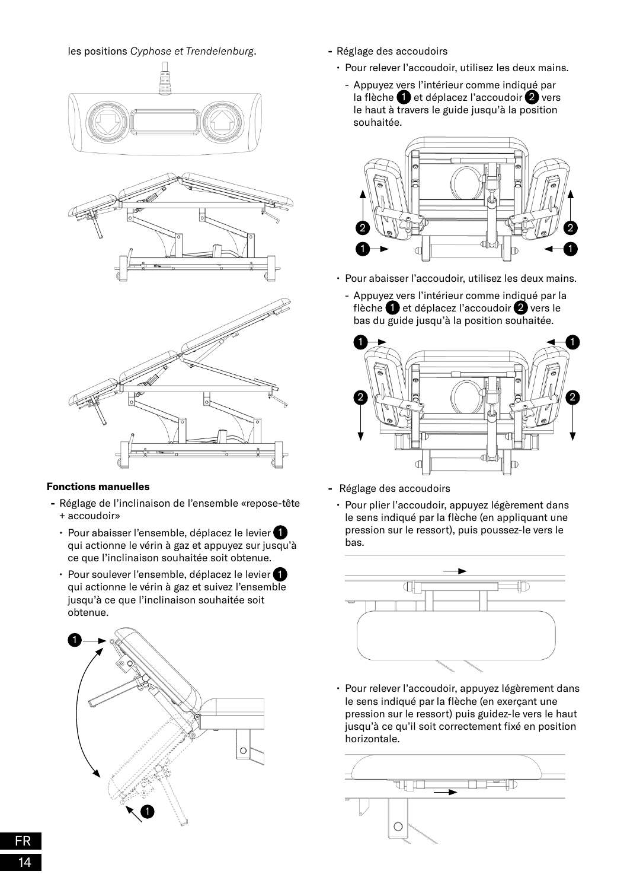les positions *Cyphose et Trendelenburg*.

**Fonctions manuelles**

- Réglage de l'inclinaison de l'ensemble «repose-tête + accoudoir»
  - Pour abaisser l'ensemble, déplacez le levier 1 qui actionne le vérin à gaz et appuyez sur jusqu'à ce que l'inclinaison souhaitée soit obtenue.
  - Pour soulever l'ensemble, déplacez le levier 1 qui actionne le vérin à gaz et suivez l'ensemble jusqu'à ce que l'inclinaison souhaitée soit obtenue.

- Réglage des accoudoirs
  - Pour relever l'accoudoir, utilisez les deux mains.
    - Appuyez vers l'intérieur comme indiqué par la flèche 1 et déplacez l'accoudoir 2 vers le haut à travers le guide jusqu'à la position souhaitée.
  - Pour abaisser l'accoudoir, utilisez les deux mains.
    - Appuyez vers l'intérieur comme indiqué par la flèche 1 et déplacez l'accoudoir 2 vers le bas du guide jusqu'à la position souhaitée.

- Réglage des accoudoirs
  - Pour plier l'accoudoir, appuyez légèrement dans le sens indiqué par la flèche (en appliquant une pression sur le ressort), puis poussez-le vers le bas.
  - Pour relever l'accoudoir, appuyez légèrement dans le sens indiqué par la flèche (en exerçant une pression sur le ressort) puis guidez-le vers le haut jusqu'à ce qu'il soit correctement fixé en position horizontale.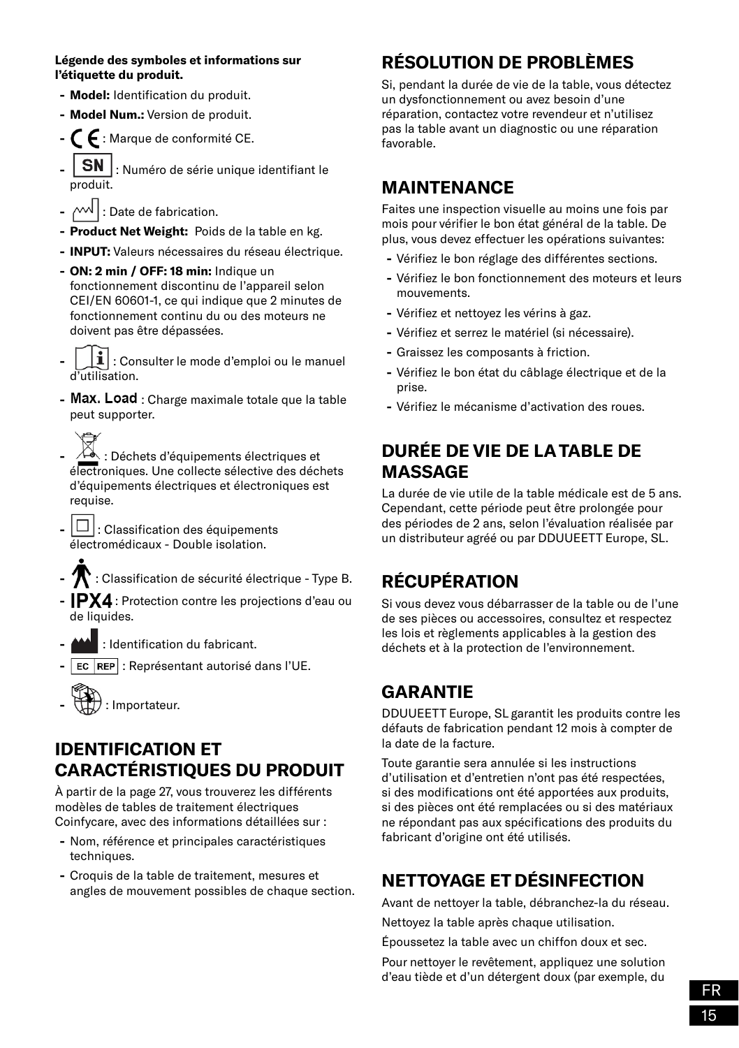**Légende des symboles et informations sur l'étiquette du produit.**

- **Model:** Identification du produit.
- **Model Num.:** Version de produit.
- CE : Marque de conformité CE.
- SN : Numéro de série unique identifiant le produit.
- : Date de fabrication.
- **Product Net Weight:** Poids de la table en kg.
- **INPUT:** Valeurs nécessaires du réseau électrique.
- **ON: 2 min / OFF: 18 min:** Indique un fonctionnement discontinu de l'appareil selon CEI/EN 60601-1, ce qui indique que 2 minutes de fonctionnement continu du ou des moteurs ne doivent pas être dépassées.
- : Consulter le mode d'emploi ou le manuel d'utilisation.
- **Max. Load** : Charge maximale totale que la table peut supporter.
- : Déchets d'équipements électriques et électroniques. Une collecte sélective des déchets d'équipements électriques et électroniques est requise.
- : Classification des équipements électromédicaux - Double isolation.
- : Classification de sécurité électrique - Type B.
- **IPX4** : Protection contre les projections d'eau ou de liquides.
- : Identification du fabricant.
- EC REP : Représentant autorisé dans l'UE.
- : Importateur.

## IDENTIFICATION ET CARACTÉRISTIQUES DU PRODUIT

À partir de la page 27, vous trouverez les différents modèles de tables de traitement électriques Coinfycare, avec des informations détaillées sur :

- Nom, référence et principales caractéristiques techniques.
- Croquis de la table de traitement, mesures et angles de mouvement possibles de chaque section.

## RÉSOLUTION DE PROBLÈMES

Si, pendant la durée de vie de la table, vous détectez un dysfonctionnement ou avez besoin d'une réparation, contactez votre revendeur et n'utilisez pas la table avant un diagnostic ou une réparation favorable.

## MAINTENANCE

Faites une inspection visuelle au moins une fois par mois pour vérifier le bon état général de la table. De plus, vous devez effectuer les opérations suivantes:

- Vérifiez le bon réglage des différentes sections.
- Vérifiez le bon fonctionnement des moteurs et leurs mouvements.
- Vérifiez et nettoyez les vérins à gaz.
- Vérifiez et serrez le matériel (si nécessaire).
- Graissez les composants à friction.
- Vérifiez le bon état du câblage électrique et de la prise.
- Vérifiez le mécanisme d'activation des roues.

## DURÉE DE VIE DE LA TABLE DE MASSAGE

La durée de vie utile de la table médicale est de 5 ans. Cependant, cette période peut être prolongée pour des périodes de 2 ans, selon l'évaluation réalisée par un distributeur agréé ou par DDUUEETT Europe, SL.

## RÉCUPÉRATION

Si vous devez vous débarrasser de la table ou de l'une de ses pièces ou accessoires, consultez et respectez les lois et règlements applicables à la gestion des déchets et à la protection de l'environnement.

## GARANTIE

DDUUEETT Europe, SL garantit les produits contre les défauts de fabrication pendant 12 mois à compter de la date de la facture.

Toute garantie sera annulée si les instructions d'utilisation et d'entretien n'ont pas été respectées, si des modifications ont été apportées aux produits, si des pièces ont été remplacées ou si des matériaux ne répondant pas aux spécifications des produits du fabricant d'origine ont été utilisés.

## NETTOYAGE ET DÉSINFECTION

Avant de nettoyer la table, débranchez-la du réseau.

Nettoyez la table après chaque utilisation.

Époussetez la table avec un chiffon doux et sec.

Pour nettoyer le revêtement, appliquez une solution d'eau tiède et d'un détergent doux (par exemple, du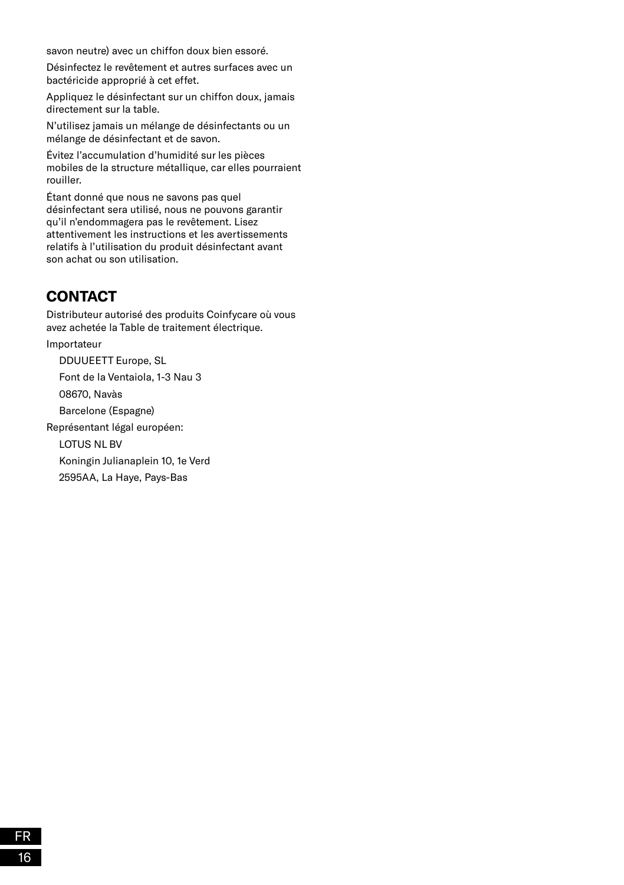savon neutre) avec un chiffon doux bien essoré.

Désinfectez le revêtement et autres surfaces avec un bactéricide approprié à cet effet.

Appliquez le désinfectant sur un chiffon doux, jamais directement sur la table.

N'utilisez jamais un mélange de désinfectants ou un mélange de désinfectant et de savon.

Évitez l'accumulation d'humidité sur les pièces mobiles de la structure métallique, car elles pourraient rouiller.

Étant donné que nous ne savons pas quel désinfectant sera utilisé, nous ne pouvons garantir qu'il n'endommagera pas le revêtement. Lisez attentivement les instructions et les avertissements relatifs à l'utilisation du produit désinfectant avant son achat ou son utilisation.

## CONTACT

Distributeur autorisé des produits Coinfycare où vous avez achetée la Table de traitement électrique.

Importateur

DDUUEETT Europe, SL

Font de la Ventaiola, 1-3 Nau 3

08670, Navàs

Barcelone (Espagne)

Représentant légal européen:

LOTUS NL BV

Koningin Julianaplein 10, 1e Verd

2595AA, La Haye, Pays-Bas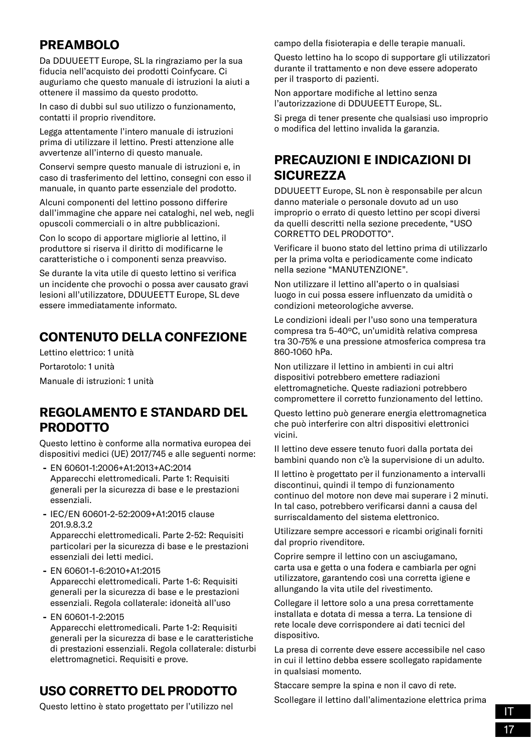## PREAMBOLO

Da DDUUEETT Europe, SL la ringraziamo per la sua fiducia nell'acquisto dei prodotti Coinfycare. Ci auguriamo che questo manuale di istruzioni la aiuti a ottenere il massimo da questo prodotto.

In caso di dubbi sul suo utilizzo o funzionamento, contatti il proprio rivenditore.

Legga attentamente l'intero manuale di istruzioni prima di utilizzare il lettino. Presti attenzione alle avvertenze all'interno di questo manuale.

Conservi sempre questo manuale di istruzioni e, in caso di trasferimento del lettino, consegni con esso il manuale, in quanto parte essenziale del prodotto.

Alcuni componenti del lettino possono differire dall'immagine che appare nei cataloghi, nel web, negli opuscoli commerciali o in altre pubblicazioni.

Con lo scopo di apportare migliorie al lettino, il produttore si riserva il diritto di modificarne le caratteristiche o i componenti senza preavviso.

Se durante la vita utile di questo lettino si verifica un incidente che provochi o possa aver causato gravi lesioni all'utilizzatore, DDUUEETT Europe, SL deve essere immediatamente informato.

## CONTENUTO DELLA CONFEZIONE

Lettino elettrico: 1 unità

Portarotolo: 1 unità

Manuale di istruzioni: 1 unità

## REGOLAMENTO E STANDARD DEL PRODOTTO

Questo lettino è conforme alla normativa europea dei dispositivi medici (UE) 2017/745 e alle seguenti norme:

- EN 60601-1:2006+A1:2013+AC:2014
  Apparecchi elettromedicali. Parte 1: Requisiti generali per la sicurezza di base e le prestazioni essenziali.
- IEC/EN 60601-2-52:2009+A1:2015 clause 201.9.8.3.2
  Apparecchi elettromedicali. Parte 2-52: Requisiti particolari per la sicurezza di base e le prestazioni essenziali dei letti medici.
- EN 60601-1-6:2010+A1:2015
  Apparecchi elettromedicali. Parte 1-6: Requisiti generali per la sicurezza di base e le prestazioni essenziali. Regola collaterale: idoneità all'uso
- EN 60601-1-2:2015
  Apparecchi elettromedicali. Parte 1-2: Requisiti generali per la sicurezza di base e le caratteristiche di prestazioni essenziali. Regola collaterale: disturbi elettromagnetici. Requisiti e prove.

## USO CORRETTO DEL PRODOTTO

Questo lettino è stato progettato per l'utilizzo nel campo della fisioterapia e delle terapie manuali.

Questo lettino ha lo scopo di supportare gli utilizzatori durante il trattamento e non deve essere adoperato per il trasporto di pazienti.

Non apportare modifiche al lettino senza l'autorizzazione di DDUUEETT Europe, SL.

Si prega di tener presente che qualsiasi uso improprio o modifica del lettino invalida la garanzia.

## PRECAUZIONI E INDICAZIONI DI SICUREZZA

DDUUEETT Europe, SL non è responsabile per alcun danno materiale o personale dovuto ad un uso improprio o errato di questo lettino per scopi diversi da quelli descritti nella sezione precedente, "USO CORRETTO DEL PRODOTTO".

Verificare il buono stato del lettino prima di utilizzarlo per la prima volta e periodicamente come indicato nella sezione "MANUTENZIONE".

Non utilizzare il lettino all'aperto o in qualsiasi luogo in cui possa essere influenzato da umidità o condizioni meteorologiche avverse.

Le condizioni ideali per l'uso sono una temperatura compresa tra 5-40ºC, un'umidità relativa compresa tra 30-75% e una pressione atmosferica compresa tra 860-1060 hPa.

Non utilizzare il lettino in ambienti in cui altri dispositivi potrebbero emettere radiazioni elettromagnetiche. Queste radiazioni potrebbero compromettere il corretto funzionamento del lettino.

Questo lettino può generare energia elettromagnetica che può interferire con altri dispositivi elettronici vicini.

Il lettino deve essere tenuto fuori dalla portata dei bambini quando non c'è la supervisione di un adulto.

Il lettino è progettato per il funzionamento a intervalli discontinui, quindi il tempo di funzionamento continuo del motore non deve mai superare i 2 minuti. In tal caso, potrebbero verificarsi danni a causa del surriscaldamento del sistema elettronico.

Utilizzare sempre accessori e ricambi originali forniti dal proprio rivenditore.

Coprire sempre il lettino con un asciugamano, carta usa e getta o una fodera e cambiarla per ogni utilizzatore, garantendo così una corretta igiene e allungando la vita utile del rivestimento.

Collegare il lettore solo a una presa correttamente installata e dotata di messa a terra. La tensione di rete locale deve corrispondere ai dati tecnici del dispositivo.

La presa di corrente deve essere accessibile nel caso in cui il lettino debba essere scollegato rapidamente in qualsiasi momento.

Staccare sempre la spina e non il cavo di rete.

Scollegare il lettino dall'alimentazione elettrica prima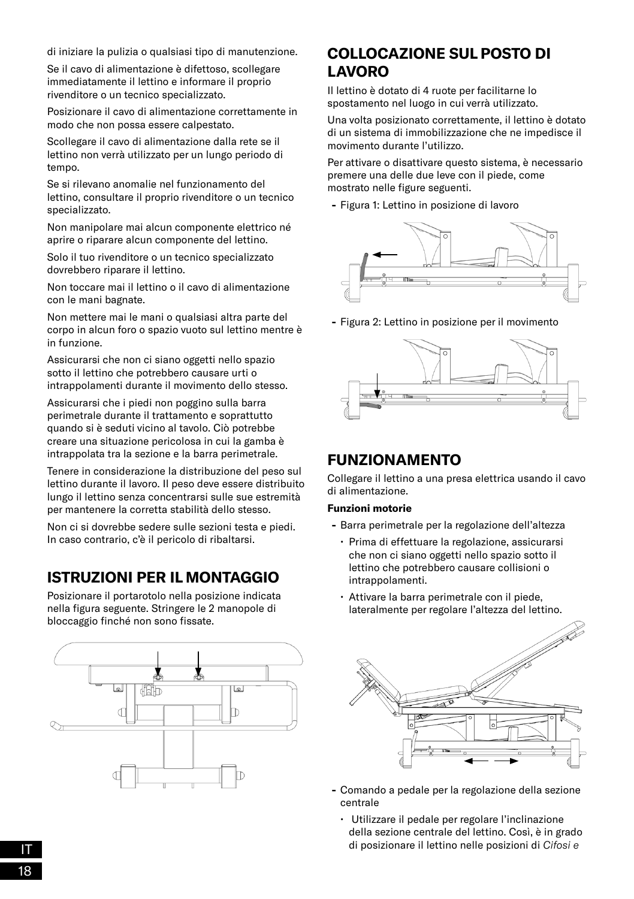di iniziare la pulizia o qualsiasi tipo di manutenzione.

Se il cavo di alimentazione è difettoso, scollegare immediatamente il lettino e informare il proprio rivenditore o un tecnico specializzato.

Posizionare il cavo di alimentazione correttamente in modo che non possa essere calpestato.

Scollegare il cavo di alimentazione dalla rete se il lettino non verrà utilizzato per un lungo periodo di tempo.

Se si rilevano anomalie nel funzionamento del lettino, consultare il proprio rivenditore o un tecnico specializzato.

Non manipolare mai alcun componente elettrico né aprire o riparare alcun componente del lettino.

Solo il tuo rivenditore o un tecnico specializzato dovrebbero riparare il lettino.

Non toccare mai il lettino o il cavo di alimentazione con le mani bagnate.

Non mettere mai le mani o qualsiasi altra parte del corpo in alcun foro o spazio vuoto sul lettino mentre è in funzione.

Assicurarsi che non ci siano oggetti nello spazio sotto il lettino che potrebbero causare urti o intrappolamenti durante il movimento dello stesso.

Assicurarsi che i piedi non poggino sulla barra perimetrale durante il trattamento e soprattutto quando si è seduti vicino al tavolo. Ciò potrebbe creare una situazione pericolosa in cui la gamba è intrappolata tra la sezione e la barra perimetrale.

Tenere in considerazione la distribuzione del peso sul lettino durante il lavoro. Il peso deve essere distribuito lungo il lettino senza concentrarsi sulle sue estremità per mantenere la corretta stabilità dello stesso.

Non ci si dovrebbe sedere sulle sezioni testa e piedi. In caso contrario, c'è il pericolo di ribaltarsi.

## ISTRUZIONI PER IL MONTAGGIO

Posizionare il portarotolo nella posizione indicata nella figura seguente. Stringere le 2 manopole di bloccaggio finché non sono fissate.

## COLLOCAZIONE SUL POSTO DI LAVORO

Il lettino è dotato di 4 ruote per facilitarne lo spostamento nel luogo in cui verrà utilizzato.

Una volta posizionato correttamente, il lettino è dotato di un sistema di immobilizzazione che ne impedisce il movimento durante l'utilizzo.

Per attivare o disattivare questo sistema, è necessario premere una delle due leve con il piede, come mostrato nelle figure seguenti.

- Figura 1: Lettino in posizione di lavoro

- Figura 2: Lettino in posizione per il movimento

## FUNZIONAMENTO

Collegare il lettino a una presa elettrica usando il cavo di alimentazione.

**Funzioni motorie**

- Barra perimetrale per la regolazione dell'altezza
  - Prima di effettuare la regolazione, assicurarsi che non ci siano oggetti nello spazio sotto il lettino che potrebbero causare collisioni o intrappolamenti.
  - Attivare la barra perimetrale con il piede, lateralmente per regolare l'altezza del lettino.

- Comando a pedale per la regolazione della sezione centrale
  - Utilizzare il pedale per regolare l'inclinazione della sezione centrale del lettino. Così, è in grado di posizionare il lettino nelle posizioni di *Cifosi e*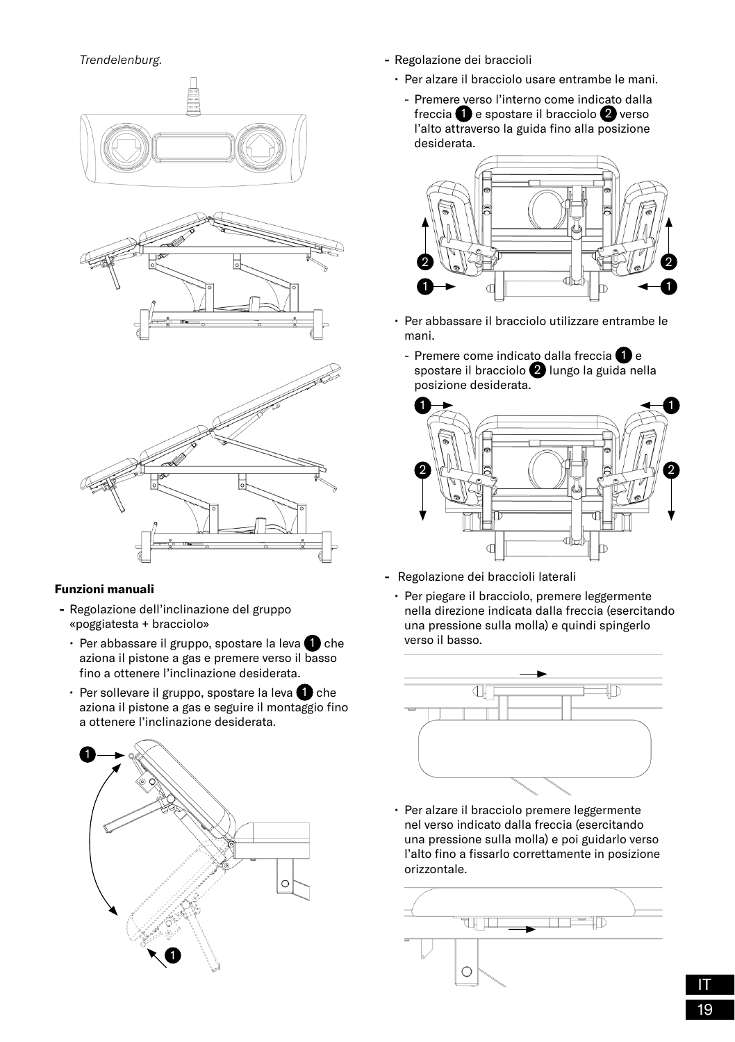*Trendelenburg.*

**Funzioni manuali**

- Regolazione dell'inclinazione del gruppo «poggiatesta + bracciolo»
  - Per abbassare il gruppo, spostare la leva 1 che aziona il pistone a gas e premere verso il basso fino a ottenere l'inclinazione desiderata.
  - Per sollevare il gruppo, spostare la leva 1 che aziona il pistone a gas e seguire il montaggio fino a ottenere l'inclinazione desiderata.

- Regolazione dei braccioli
  - Per alzare il bracciolo usare entrambe le mani.
    - Premere verso l'interno come indicato dalla freccia 1 e spostare il bracciolo 2 verso l'alto attraverso la guida fino alla posizione desiderata.
  - Per abbassare il bracciolo utilizzare entrambe le mani.
    - Premere come indicato dalla freccia 1 e spostare il bracciolo 2 lungo la guida nella posizione desiderata.

- Regolazione dei braccioli laterali
  - Per piegare il bracciolo, premere leggermente nella direzione indicata dalla freccia (esercitando una pressione sulla molla) e quindi spingerlo verso il basso.
  - Per alzare il bracciolo premere leggermente nel verso indicato dalla freccia (esercitando una pressione sulla molla) e poi guidarlo verso l'alto fino a fissarlo correttamente in posizione orizzontale.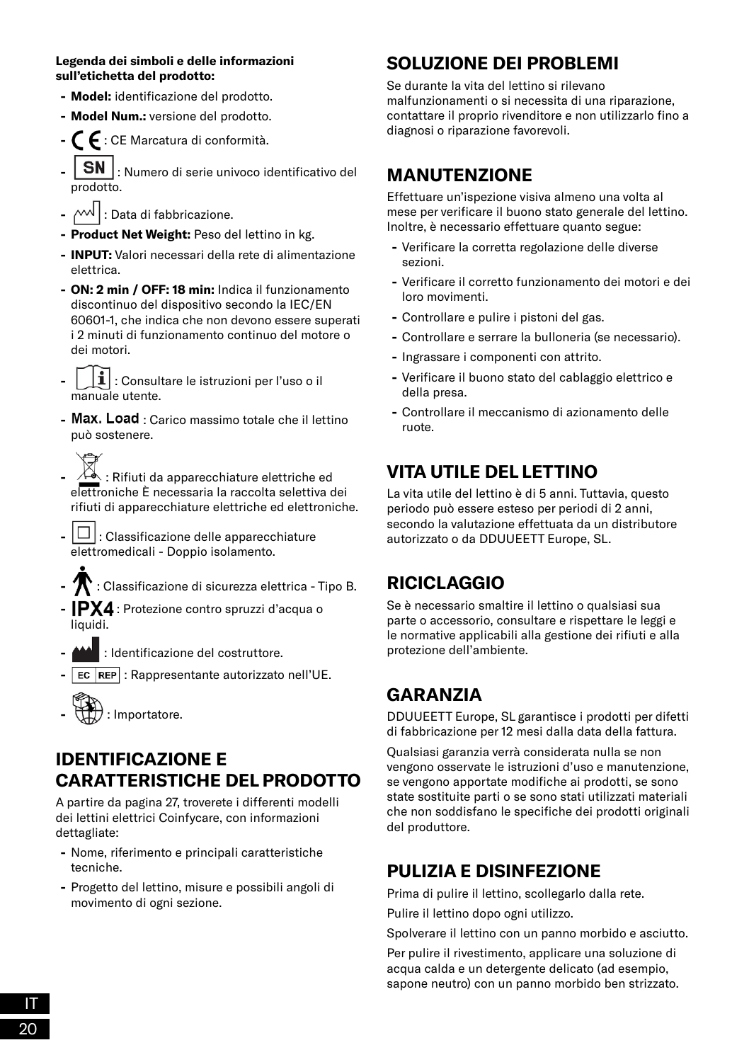**Legenda dei simboli e delle informazioni sull'etichetta del prodotto:**

- **Model:** identificazione del prodotto.
- **Model Num.:** versione del prodotto.
- CE : CE Marcatura di conformità.
- SN : Numero di serie univoco identificativo del prodotto.
- : Data di fabbricazione.
- **Product Net Weight:** Peso del lettino in kg.
- **INPUT:** Valori necessari della rete di alimentazione elettrica.
- **ON: 2 min / OFF: 18 min:** Indica il funzionamento discontinuo del dispositivo secondo la IEC/EN 60601-1, che indica che non devono essere superati i 2 minuti di funzionamento continuo del motore o dei motori.
- : Consultare le istruzioni per l'uso o il manuale utente.
- **Max. Load** : Carico massimo totale che il lettino può sostenere.
- : Rifiuti da apparecchiature elettriche ed elettroniche È necessaria la raccolta selettiva dei rifiuti di apparecchiature elettriche ed elettroniche.
- : Classificazione delle apparecchiature elettromedicali - Doppio isolamento.
- : Classificazione di sicurezza elettrica - Tipo B.
- **IPX4** : Protezione contro spruzzi d'acqua o liquidi.
- : Identificazione del costruttore.
- EC REP : Rappresentante autorizzato nell'UE.
- : Importatore.

## IDENTIFICAZIONE E CARATTERISTICHE DEL PRODOTTO

A partire da pagina 27, troverete i differenti modelli dei lettini elettrici Coinfycare, con informazioni dettagliate:

- Nome, riferimento e principali caratteristiche tecniche.
- Progetto del lettino, misure e possibili angoli di movimento di ogni sezione.

## SOLUZIONE DEI PROBLEMI

Se durante la vita del lettino si rilevano malfunzionamenti o si necessita di una riparazione, contattare il proprio rivenditore e non utilizzarlo fino a diagnosi o riparazione favorevoli.

## MANUTENZIONE

Effettuare un'ispezione visiva almeno una volta al mese per verificare il buono stato generale del lettino. Inoltre, è necessario effettuare quanto segue:

- Verificare la corretta regolazione delle diverse sezioni.
- Verificare il corretto funzionamento dei motori e dei loro movimenti.
- Controllare e pulire i pistoni del gas.
- Controllare e serrare la bulloneria (se necessario).
- Ingrassare i componenti con attrito.
- Verificare il buono stato del cablaggio elettrico e della presa.
- Controllare il meccanismo di azionamento delle ruote.

## VITA UTILE DEL LETTINO

La vita utile del lettino è di 5 anni. Tuttavia, questo periodo può essere esteso per periodi di 2 anni, secondo la valutazione effettuata da un distributore autorizzato o da DDUUEETT Europe, SL.

## RICICLAGGIO

Se è necessario smaltire il lettino o qualsiasi sua parte o accessorio, consultare e rispettare le leggi e le normative applicabili alla gestione dei rifiuti e alla protezione dell'ambiente.

## GARANZIA

DDUUEETT Europe, SL garantisce i prodotti per difetti di fabbricazione per 12 mesi dalla data della fattura.

Qualsiasi garanzia verrà considerata nulla se non vengono osservate le istruzioni d'uso e manutenzione, se vengono apportate modifiche ai prodotti, se sono state sostituite parti o se sono stati utilizzati materiali che non soddisfano le specifiche dei prodotti originali del produttore.

## PULIZIA E DISINFEZIONE

Prima di pulire il lettino, scollegarlo dalla rete.

Pulire il lettino dopo ogni utilizzo.

Spolverare il lettino con un panno morbido e asciutto.

Per pulire il rivestimento, applicare una soluzione di acqua calda e un detergente delicato (ad esempio, sapone neutro) con un panno morbido ben strizzato.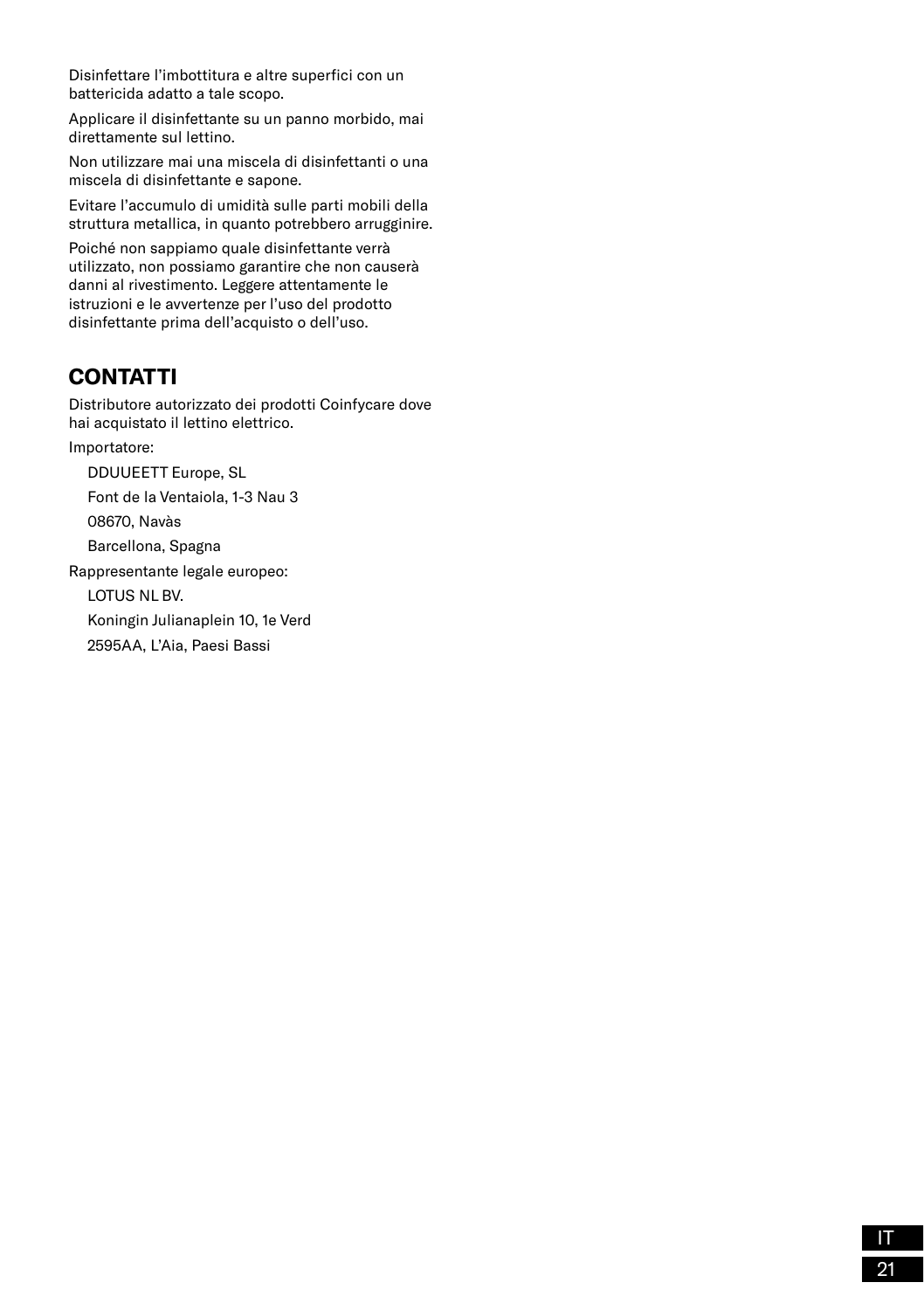Disinfettare l'imbottitura e altre superfici con un battericida adatto a tale scopo.

Applicare il disinfettante su un panno morbido, mai direttamente sul lettino.

Non utilizzare mai una miscela di disinfettanti o una miscela di disinfettante e sapone.

Evitare l'accumulo di umidità sulle parti mobili della struttura metallica, in quanto potrebbero arrugginire.

Poiché non sappiamo quale disinfettante verrà utilizzato, non possiamo garantire che non causerà danni al rivestimento. Leggere attentamente le istruzioni e le avvertenze per l'uso del prodotto disinfettante prima dell'acquisto o dell'uso.

## CONTATTI

Distributore autorizzato dei prodotti Coinfycare dove hai acquistato il lettino elettrico.

Importatore:

DDUUEETT Europe, SL

Font de la Ventaiola, 1-3 Nau 3

08670, Navàs

Barcellona, Spagna

Rappresentante legale europeo:

LOTUS NL BV.

Koningin Julianaplein 10, 1e Verd

2595AA, L'Aia, Paesi Bassi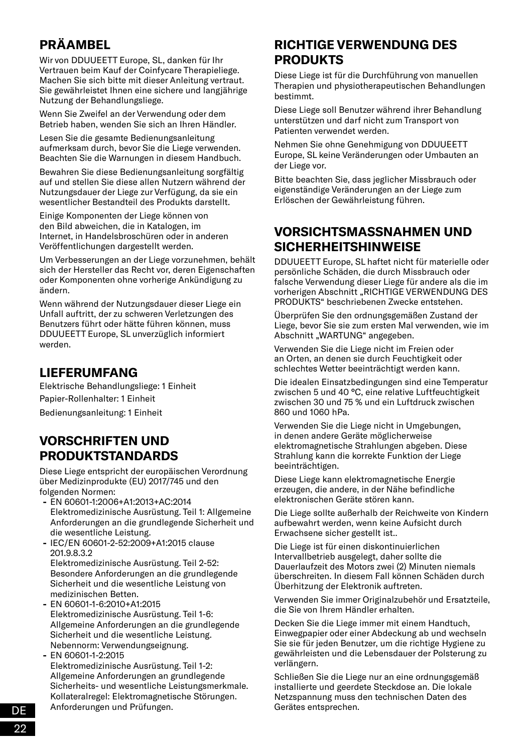## PRÄAMBEL

Wir von DDUUEETT Europe, SL, danken für Ihr Vertrauen beim Kauf der Coinfycare Therapieliege. Machen Sie sich bitte mit dieser Anleitung vertraut. Sie gewährleistet Ihnen eine sichere und langjährige Nutzung der Behandlungsliege.

Wenn Sie Zweifel an der Verwendung oder dem Betrieb haben, wenden Sie sich an Ihren Händler.

Lesen Sie die gesamte Bedienungsanleitung aufmerksam durch, bevor Sie die Liege verwenden. Beachten Sie die Warnungen in diesem Handbuch.

Bewahren Sie diese Bedienungsanleitung sorgfältig auf und stellen Sie diese allen Nutzern während der Nutzungsdauer der Liege zur Verfügung, da sie ein wesentlicher Bestandteil des Produkts darstellt.

Einige Komponenten der Liege können von den Bild abweichen, die in Katalogen, im Internet, in Handelsbroschüren oder in anderen Veröffentlichungen dargestellt werden.

Um Verbesserungen an der Liege vorzunehmen, behält sich der Hersteller das Recht vor, deren Eigenschaften oder Komponenten ohne vorherige Ankündigung zu ändern.

Wenn während der Nutzungsdauer dieser Liege ein Unfall auftritt, der zu schweren Verletzungen des Benutzers führt oder hätte führen können, muss DDUUEETT Europe, SL unverzüglich informiert werden.

## LIEFERUMFANG

Elektrische Behandlungsliege: 1 Einheit

Papier-Rollenhalter: 1 Einheit

Bedienungsanleitung: 1 Einheit

## VORSCHRIFTEN UND PRODUKTSTANDARDS

Diese Liege entspricht der europäischen Verordnung über Medizinprodukte (EU) 2017/745 und den folgenden Normen:

- EN 60601-1:2006+A1:2013+AC:2014
  Elektromedizinische Ausrüstung. Teil 1: Allgemeine Anforderungen an die grundlegende Sicherheit und die wesentliche Leistung.
- IEC/EN 60601-2-52:2009+A1:2015 clause 201.9.8.3.2
  Elektromedizinische Ausrüstung. Teil 2-52: Besondere Anforderungen an die grundlegende Sicherheit und die wesentliche Leistung von medizinischen Betten.
- EN 60601-1-6:2010+A1:2015
  Elektromedizinische Ausrüstung. Teil 1-6: Allgemeine Anforderungen an die grundlegende Sicherheit und die wesentliche Leistung. Nebennorm: Verwendungseignung.
- EN 60601-1-2:2015
  Elektromedizinische Ausrüstung. Teil 1-2: Allgemeine Anforderungen an grundlegende Sicherheits- und wesentliche Leistungsmerkmale. Kollateralregel: Elektromagnetische Störungen. Anforderungen und Prüfungen.

## RICHTIGE VERWENDUNG DES PRODUKTS

Diese Liege ist für die Durchführung von manuellen Therapien und physiotherapeutischen Behandlungen bestimmt.

Diese Liege soll Benutzer während ihrer Behandlung unterstützen und darf nicht zum Transport von Patienten verwendet werden.

Nehmen Sie ohne Genehmigung von DDUUEETT Europe, SL keine Veränderungen oder Umbauten an der Liege vor.

Bitte beachten Sie, dass jeglicher Missbrauch oder eigenständige Veränderungen an der Liege zum Erlöschen der Gewährleistung führen.

## VORSICHTSMASSNAHMEN UND SICHERHEITSHINWEISE

DDUUEETT Europe, SL haftet nicht für materielle oder persönliche Schäden, die durch Missbrauch oder falsche Verwendung dieser Liege für andere als die im vorherigen Abschnitt „RICHTIGE VERWENDUNG DES PRODUKTS" beschriebenen Zwecke entstehen.

Überprüfen Sie den ordnungsgemäßen Zustand der Liege, bevor Sie sie zum ersten Mal verwenden, wie im Abschnitt „WARTUNG" angegeben.

Verwenden Sie die Liege nicht im Freien oder an Orten, an denen sie durch Feuchtigkeit oder schlechtes Wetter beeinträchtigt werden kann.

Die idealen Einsatzbedingungen sind eine Temperatur zwischen 5 und 40 °C, eine relative Luftfeuchtigkeit zwischen 30 und 75 % und ein Luftdruck zwischen 860 und 1060 hPa.

Verwenden Sie die Liege nicht in Umgebungen, in denen andere Geräte möglicherweise elektromagnetische Strahlungen abgeben. Diese Strahlung kann die korrekte Funktion der Liege beeinträchtigen.

Diese Liege kann elektromagnetische Energie erzeugen, die andere, in der Nähe befindliche elektronischen Geräte stören kann.

Die Liege sollte außerhalb der Reichweite von Kindern aufbewahrt werden, wenn keine Aufsicht durch Erwachsene sicher gestellt ist..

Die Liege ist für einen diskontinuierlichen Intervallbetrieb ausgelegt, daher sollte die Dauerlaufzeit des Motors zwei (2) Minuten niemals überschreiten. In diesem Fall können Schäden durch Überhitzung der Elektronik auftreten.

Verwenden Sie immer Originalzubehör und Ersatzteile, die Sie von Ihrem Händler erhalten.

Decken Sie die Liege immer mit einem Handtuch, Einwegpapier oder einer Abdeckung ab und wechseln Sie sie für jeden Benutzer, um die richtige Hygiene zu gewährleisten und die Lebensdauer der Polsterung zu verlängern.

Schließen Sie die Liege nur an eine ordnungsgemäß installierte und geerdete Steckdose an. Die lokale Netzspannung muss den technischen Daten des Gerätes entsprechen.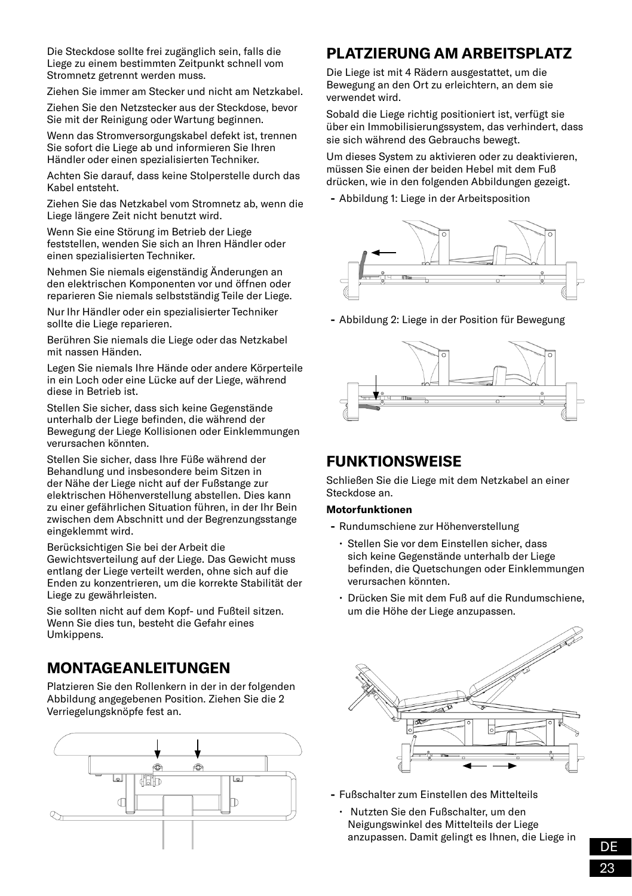Die Steckdose sollte frei zugänglich sein, falls die Liege zu einem bestimmten Zeitpunkt schnell vom Stromnetz getrennt werden muss.

Ziehen Sie immer am Stecker und nicht am Netzkabel.

Ziehen Sie den Netzstecker aus der Steckdose, bevor Sie mit der Reinigung oder Wartung beginnen.

Wenn das Stromversorgungskabel defekt ist, trennen Sie sofort die Liege ab und informieren Sie Ihren Händler oder einen spezialisierten Techniker.

Achten Sie darauf, dass keine Stolperstelle durch das Kabel entsteht.

Ziehen Sie das Netzkabel vom Stromnetz ab, wenn die Liege längere Zeit nicht benutzt wird.

Wenn Sie eine Störung im Betrieb der Liege feststellen, wenden Sie sich an Ihren Händler oder einen spezialisierten Techniker.

Nehmen Sie niemals eigenständig Änderungen an den elektrischen Komponenten vor und öffnen oder reparieren Sie niemals selbstständig Teile der Liege.

Nur Ihr Händler oder ein spezialisierter Techniker sollte die Liege reparieren.

Berühren Sie niemals die Liege oder das Netzkabel mit nassen Händen.

Legen Sie niemals Ihre Hände oder andere Körperteile in ein Loch oder eine Lücke auf der Liege, während diese in Betrieb ist.

Stellen Sie sicher, dass sich keine Gegenstände unterhalb der Liege befinden, die während der Bewegung der Liege Kollisionen oder Einklemmungen verursachen könnten.

Stellen Sie sicher, dass Ihre Füße während der Behandlung und insbesondere beim Sitzen in der Nähe der Liege nicht auf der Fußstange zur elektrischen Höhenverstellung abstellen. Dies kann zu einer gefährlichen Situation führen, in der Ihr Bein zwischen dem Abschnitt und der Begrenzungsstange eingeklemmt wird.

Berücksichtigen Sie bei der Arbeit die Gewichtsverteilung auf der Liege. Das Gewicht muss entlang der Liege verteilt werden, ohne sich auf die Enden zu konzentrieren, um die korrekte Stabilität der Liege zu gewährleisten.

Sie sollten nicht auf dem Kopf- und Fußteil sitzen. Wenn Sie dies tun, besteht die Gefahr eines Umkippens.

## MONTAGEANLEITUNGEN

Platzieren Sie den Rollenkern in der in der folgenden Abbildung angegebenen Position. Ziehen Sie die 2 Verriegelungsknöpfe fest an.

## PLATZIERUNG AM ARBEITSPLATZ

Die Liege ist mit 4 Rädern ausgestattet, um die Bewegung an den Ort zu erleichtern, an dem sie verwendet wird.

Sobald die Liege richtig positioniert ist, verfügt sie über ein Immobilisierungssystem, das verhindert, dass sie sich während des Gebrauchs bewegt.

Um dieses System zu aktivieren oder zu deaktivieren, müssen Sie einen der beiden Hebel mit dem Fuß drücken, wie in den folgenden Abbildungen gezeigt.

- Abbildung 1: Liege in der Arbeitsposition

- Abbildung 2: Liege in der Position für Bewegung

## FUNKTIONSWEISE

Schließen Sie die Liege mit dem Netzkabel an einer Steckdose an.

**Motorfunktionen**

- Rundumschiene zur Höhenverstellung
  - Stellen Sie vor dem Einstellen sicher, dass sich keine Gegenstände unterhalb der Liege befinden, die Quetschungen oder Einklemmungen verursachen könnten.
  - Drücken Sie mit dem Fuß auf die Rundumschiene, um die Höhe der Liege anzupassen.

- Fußschalter zum Einstellen des Mittelteils
  - Nutzten Sie den Fußschalter, um den Neigungswinkel des Mittelteils der Liege anzupassen. Damit gelingt es Ihnen, die Liege in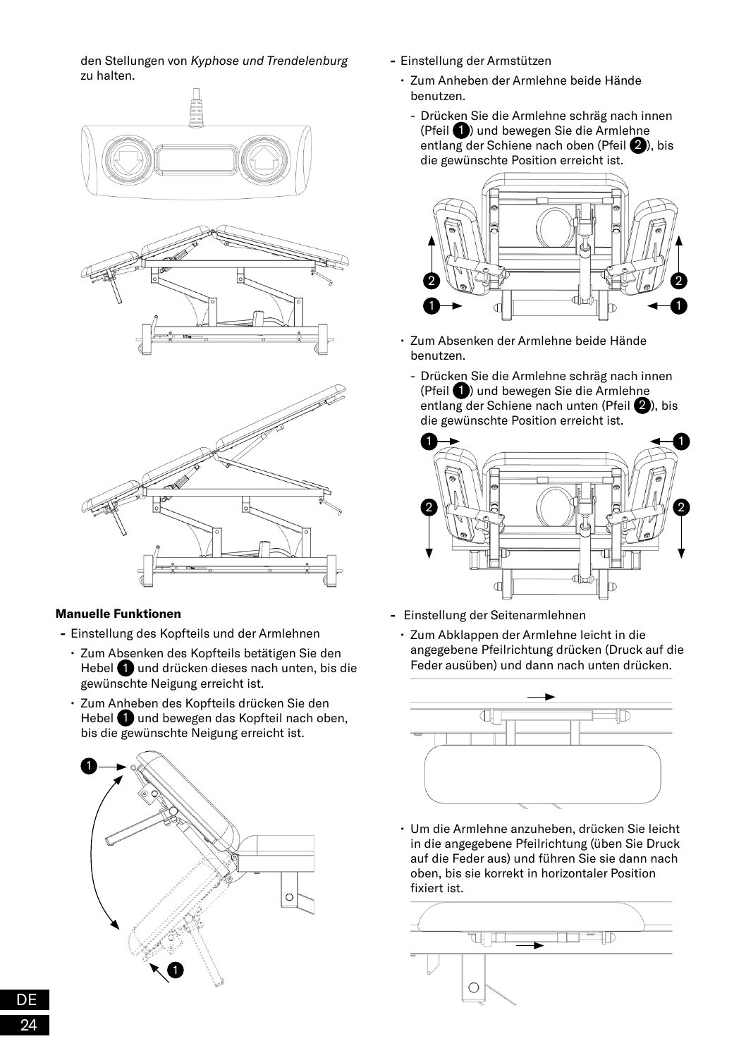den Stellungen von *Kyphose und Trendelenburg* zu halten.

**Manuelle Funktionen**

- Einstellung des Kopfteils und der Armlehnen
  - Zum Absenken des Kopfteils betätigen Sie den Hebel 1 und drücken dieses nach unten, bis die gewünschte Neigung erreicht ist.
  - Zum Anheben des Kopfteils drücken Sie den Hebel 1 und bewegen das Kopfteil nach oben, bis die gewünschte Neigung erreicht ist.

- Einstellung der Armstützen
  - Zum Anheben der Armlehne beide Hände benutzen.
    - Drücken Sie die Armlehne schräg nach innen (Pfeil 1) und bewegen Sie die Armlehne entlang der Schiene nach oben (Pfeil 2), bis die gewünschte Position erreicht ist.
  - Zum Absenken der Armlehne beide Hände benutzen.
    - Drücken Sie die Armlehne schräg nach innen (Pfeil 1) und bewegen Sie die Armlehne entlang der Schiene nach unten (Pfeil 2), bis die gewünschte Position erreicht ist.

- Einstellung der Seitenarmlehnen
  - Zum Abklappen der Armlehne leicht in die angegebene Pfeilrichtung drücken (Druck auf die Feder ausüben) und dann nach unten drücken.
  - Um die Armlehne anzuheben, drücken Sie leicht in die angegebene Pfeilrichtung (üben Sie Druck auf die Feder aus) und führen Sie sie dann nach oben, bis sie korrekt in horizontaler Position fixiert ist.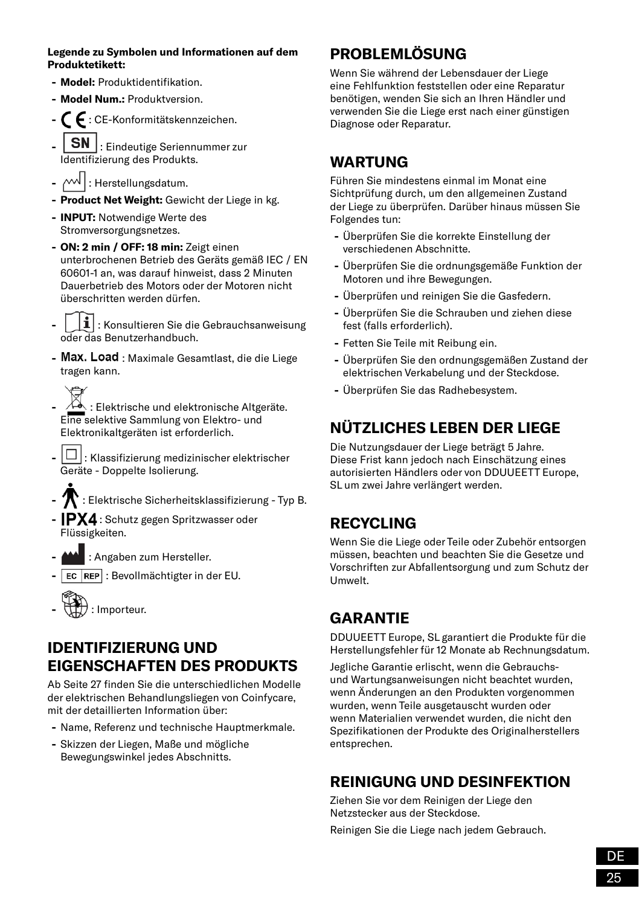**Legende zu Symbolen und Informationen auf dem Produktetikett:**

- **Model:** Produktidentifikation.
- **Model Num.:** Produktversion.
- CE : CE-Konformitätskennzeichen.
- SN : Eindeutige Seriennummer zur Identifizierung des Produkts.
- : Herstellungsdatum.
- **Product Net Weight:** Gewicht der Liege in kg.
- **INPUT:** Notwendige Werte des Stromversorgungsnetzes.
- **ON: 2 min / OFF: 18 min:** Zeigt einen unterbrochenen Betrieb des Geräts gemäß IEC / EN 60601-1 an, was darauf hinweist, dass 2 Minuten Dauerbetrieb des Motors oder der Motoren nicht überschritten werden dürfen.
- : Konsultieren Sie die Gebrauchsanweisung oder das Benutzerhandbuch.
- **Max. Load** : Maximale Gesamtlast, die die Liege tragen kann.
- : Elektrische und elektronische Altgeräte. Eine selektive Sammlung von Elektro- und Elektronikaltgeräten ist erforderlich.
- : Klassifizierung medizinischer elektrischer Geräte - Doppelte Isolierung.
- : Elektrische Sicherheitsklassifizierung - Typ B.
- **IPX4** : Schutz gegen Spritzwasser oder Flüssigkeiten.
- : Angaben zum Hersteller.
- EC REP : Bevollmächtigter in der EU.
- : Importeur.

## IDENTIFIZIERUNG UND EIGENSCHAFTEN DES PRODUKTS

Ab Seite 27 finden Sie die unterschiedlichen Modelle der elektrischen Behandlungsliegen von Coinfycare, mit der detaillierten Information über:

- Name, Referenz und technische Hauptmerkmale.
- Skizzen der Liegen, Maße und mögliche Bewegungswinkel jedes Abschnitts.

## PROBLEMLÖSUNG

Wenn Sie während der Lebensdauer der Liege eine Fehlfunktion feststellen oder eine Reparatur benötigen, wenden Sie sich an Ihren Händler und verwenden Sie die Liege erst nach einer günstigen Diagnose oder Reparatur.

## WARTUNG

Führen Sie mindestens einmal im Monat eine Sichtprüfung durch, um den allgemeinen Zustand der Liege zu überprüfen. Darüber hinaus müssen Sie Folgendes tun:

- Überprüfen Sie die korrekte Einstellung der verschiedenen Abschnitte.
- Überprüfen Sie die ordnungsgemäße Funktion der Motoren und ihre Bewegungen.
- Überprüfen und reinigen Sie die Gasfedern.
- Überprüfen Sie die Schrauben und ziehen diese fest (falls erforderlich).
- Fetten Sie Teile mit Reibung ein.
- Überprüfen Sie den ordnungsgemäßen Zustand der elektrischen Verkabelung und der Steckdose.
- Überprüfen Sie das Radhebesystem.

## NÜTZLICHES LEBEN DER LIEGE

Die Nutzungsdauer der Liege beträgt 5 Jahre. Diese Frist kann jedoch nach Einschätzung eines autorisierten Händlers oder von DDUUEETT Europe, SL um zwei Jahre verlängert werden.

## RECYCLING

Wenn Sie die Liege oder Teile oder Zubehör entsorgen müssen, beachten und beachten Sie die Gesetze und Vorschriften zur Abfallentsorgung und zum Schutz der Umwelt.

## GARANTIE

DDUUEETT Europe, SL garantiert die Produkte für die Herstellungsfehler für 12 Monate ab Rechnungsdatum.

Jegliche Garantie erlischt, wenn die Gebrauchs- und Wartungsanweisungen nicht beachtet wurden, wenn Änderungen an den Produkten vorgenommen wurden, wenn Teile ausgetauscht wurden oder wenn Materialien verwendet wurden, die nicht den Spezifikationen der Produkte des Originalherstellers entsprechen.

## REINIGUNG UND DESINFEKTION

Ziehen Sie vor dem Reinigen der Liege den Netzstecker aus der Steckdose.

Reinigen Sie die Liege nach jedem Gebrauch.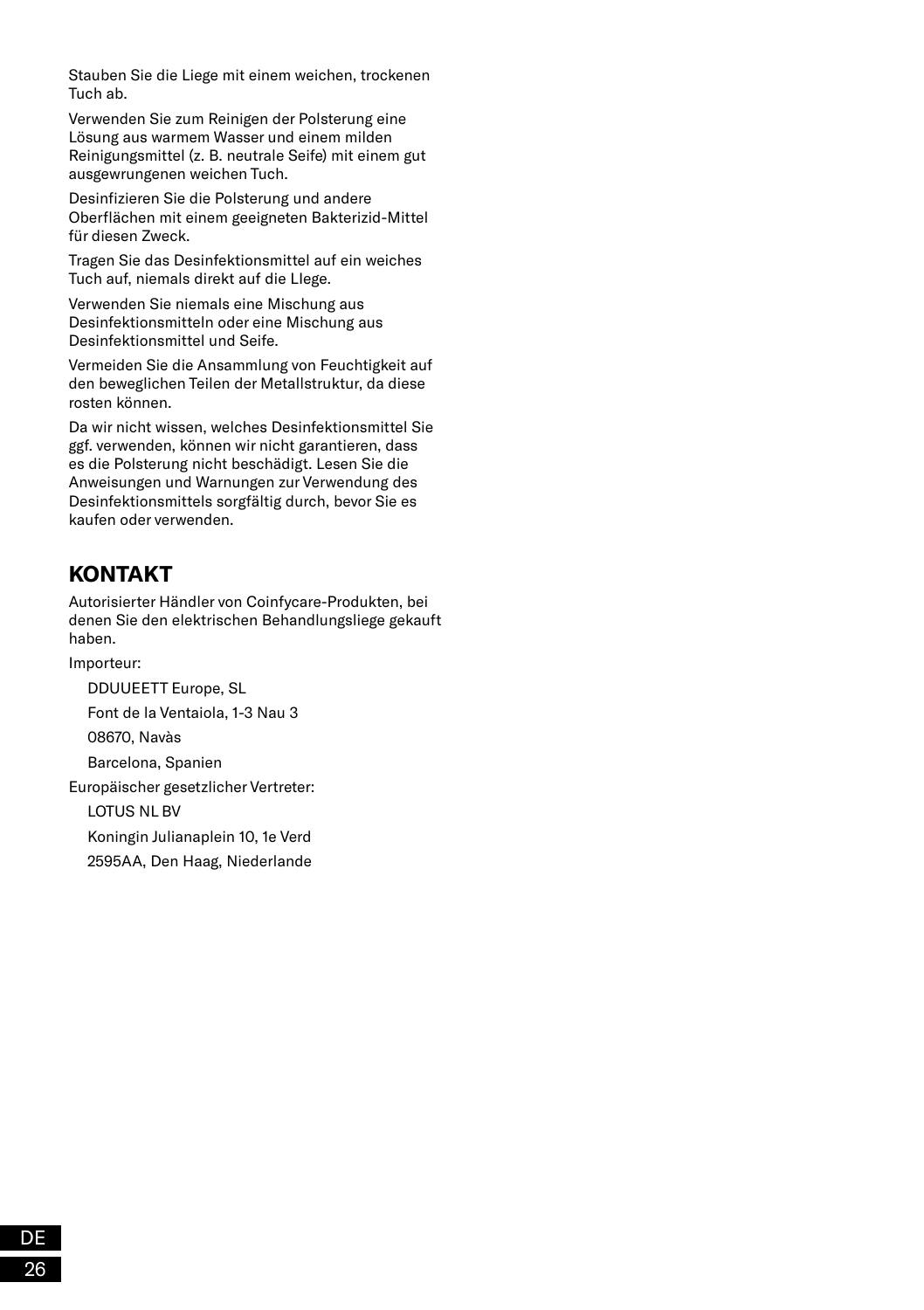Stauben Sie die Liege mit einem weichen, trockenen Tuch ab.

Verwenden Sie zum Reinigen der Polsterung eine Lösung aus warmem Wasser und einem milden Reinigungsmittel (z. B. neutrale Seife) mit einem gut ausgewrungenen weichen Tuch.

Desinfizieren Sie die Polsterung und andere Oberflächen mit einem geeigneten Bakterizid-Mittel für diesen Zweck.

Tragen Sie das Desinfektionsmittel auf ein weiches Tuch auf, niemals direkt auf die LIege.

Verwenden Sie niemals eine Mischung aus Desinfektionsmitteln oder eine Mischung aus Desinfektionsmittel und Seife.

Vermeiden Sie die Ansammlung von Feuchtigkeit auf den beweglichen Teilen der Metallstruktur, da diese rosten können.

Da wir nicht wissen, welches Desinfektionsmittel Sie ggf. verwenden, können wir nicht garantieren, dass es die Polsterung nicht beschädigt. Lesen Sie die Anweisungen und Warnungen zur Verwendung des Desinfektionsmittels sorgfältig durch, bevor Sie es kaufen oder verwenden.

## KONTAKT

Autorisierter Händler von Coinfycare-Produkten, bei denen Sie den elektrischen Behandlungsliege gekauft haben.

Importeur:

DDUUEETT Europe, SL

Font de la Ventaiola, 1-3 Nau 3

08670, Navàs

Barcelona, Spanien

Europäischer gesetzlicher Vertreter:

LOTUS NL BV

Koningin Julianaplein 10, 1e Verd

2595AA, Den Haag, Niederlande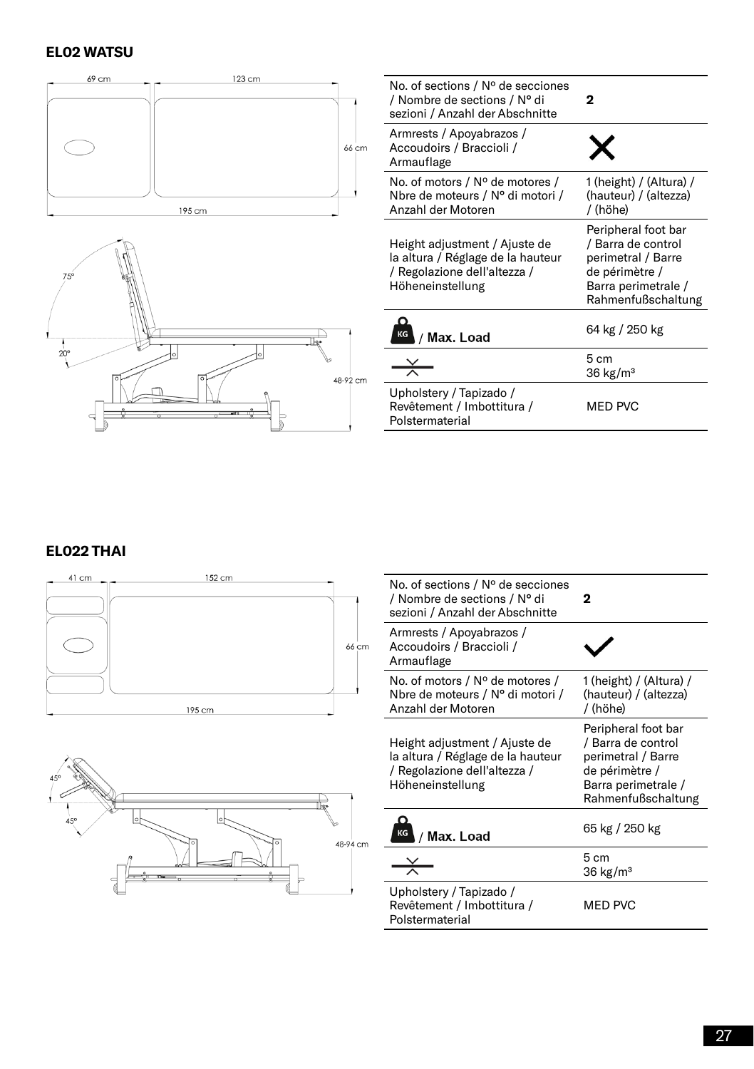## EL02 WATSU

| No. of sections / Nº de secciones / Nombre de sections / N° di sezioni / Anzahl der Abschnitte | 2 |
|---|---|
| Armrests / Apoyabrazos / Accoudoirs / Braccioli / Armauflage | ✗ |
| No. of motors / Nº de motores / Nbre de moteurs / N° di motori / Anzahl der Motoren | 1 (height) / (Altura) / (hauteur) / (altezza) / (höhe) |
| Height adjustment / Ajuste de la altura / Réglage de la hauteur / Regolazione dell'altezza / Höheneinstellung | Peripheral foot bar / Barra de control perimetral / Barre de périmètre / Barra perimetrale / Rahmenfußschaltung |
| KG / **Max. Load** | 64 kg / 250 kg |
| | 5 cm<br>36 kg/m³ |
| Upholstery / Tapizado / Revêtement / Imbottitura / Polstermaterial | MED PVC |

## EL022 THAI

| No. of sections / Nº de secciones / Nombre de sections / N° di sezioni / Anzahl der Abschnitte | 2 |
|---|---|
| Armrests / Apoyabrazos / Accoudoirs / Braccioli / Armauflage | ✓ |
| No. of motors / Nº de motores / Nbre de moteurs / N° di motori / Anzahl der Motoren | 1 (height) / (Altura) / (hauteur) / (altezza) / (höhe) |
| Height adjustment / Ajuste de la altura / Réglage de la hauteur / Regolazione dell'altezza / Höheneinstellung | Peripheral foot bar / Barra de control perimetral / Barre de périmètre / Barra perimetrale / Rahmenfußschaltung |
| KG / **Max. Load** | 65 kg / 250 kg |
| | 5 cm<br>36 kg/m³ |
| Upholstery / Tapizado / Revêtement / Imbottitura / Polstermaterial | MED PVC |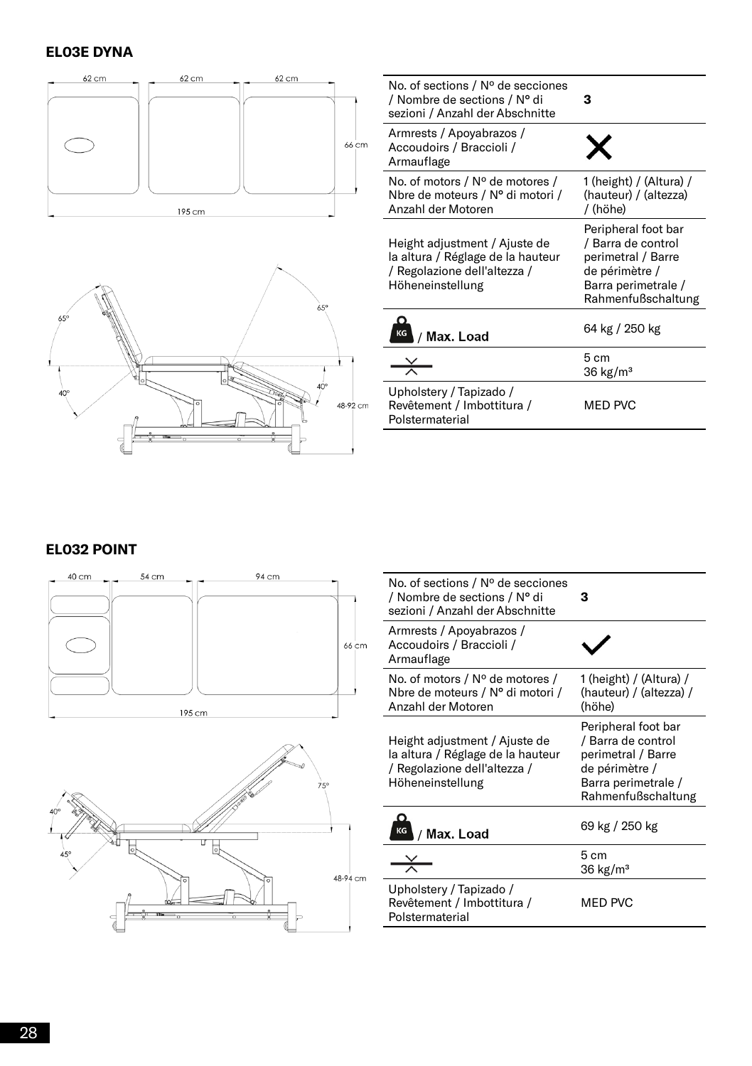## EL03E DYNA

| No. of sections / Nº de secciones / Nombre de sections / N° di sezioni / Anzahl der Abschnitte | **3** |
|---|---|
| Armrests / Apoyabrazos / Accoudoirs / Braccioli / Armauflage | ✗ |
| No. of motors / Nº de motores / Nbre de moteurs / N° di motori / Anzahl der Motoren | 1 (height) / (Altura) / (hauteur) / (altezza) / (höhe) |
| Height adjustment / Ajuste de la altura / Réglage de la hauteur / Regolazione dell'altezza / Höheneinstellung | Peripheral foot bar / Barra de control perimetral / Barre de périmètre / Barra perimetrale / Rahmenfußschaltung |
| KG / **Max. Load** | 64 kg / 250 kg |
| | 5 cm<br>36 kg/m³ |
| Upholstery / Tapizado / Revêtement / Imbottitura / Polstermaterial | MED PVC |

## EL032 POINT

| No. of sections / Nº de secciones / Nombre de sections / N° di sezioni / Anzahl der Abschnitte | **3** |
|---|---|
| Armrests / Apoyabrazos / Accoudoirs / Braccioli / Armauflage | ✓ |
| No. of motors / Nº de motores / Nbre de moteurs / N° di motori / Anzahl der Motoren | 1 (height) / (Altura) / (hauteur) / (altezza) / (höhe) |
| Height adjustment / Ajuste de la altura / Réglage de la hauteur / Regolazione dell'altezza / Höheneinstellung | Peripheral foot bar / Barra de control perimetral / Barre de périmètre / Barra perimetrale / Rahmenfußschaltung |
| KG / **Max. Load** | 69 kg / 250 kg |
| | 5 cm<br>36 kg/m³ |
| Upholstery / Tapizado / Revêtement / Imbottitura / Polstermaterial | MED PVC |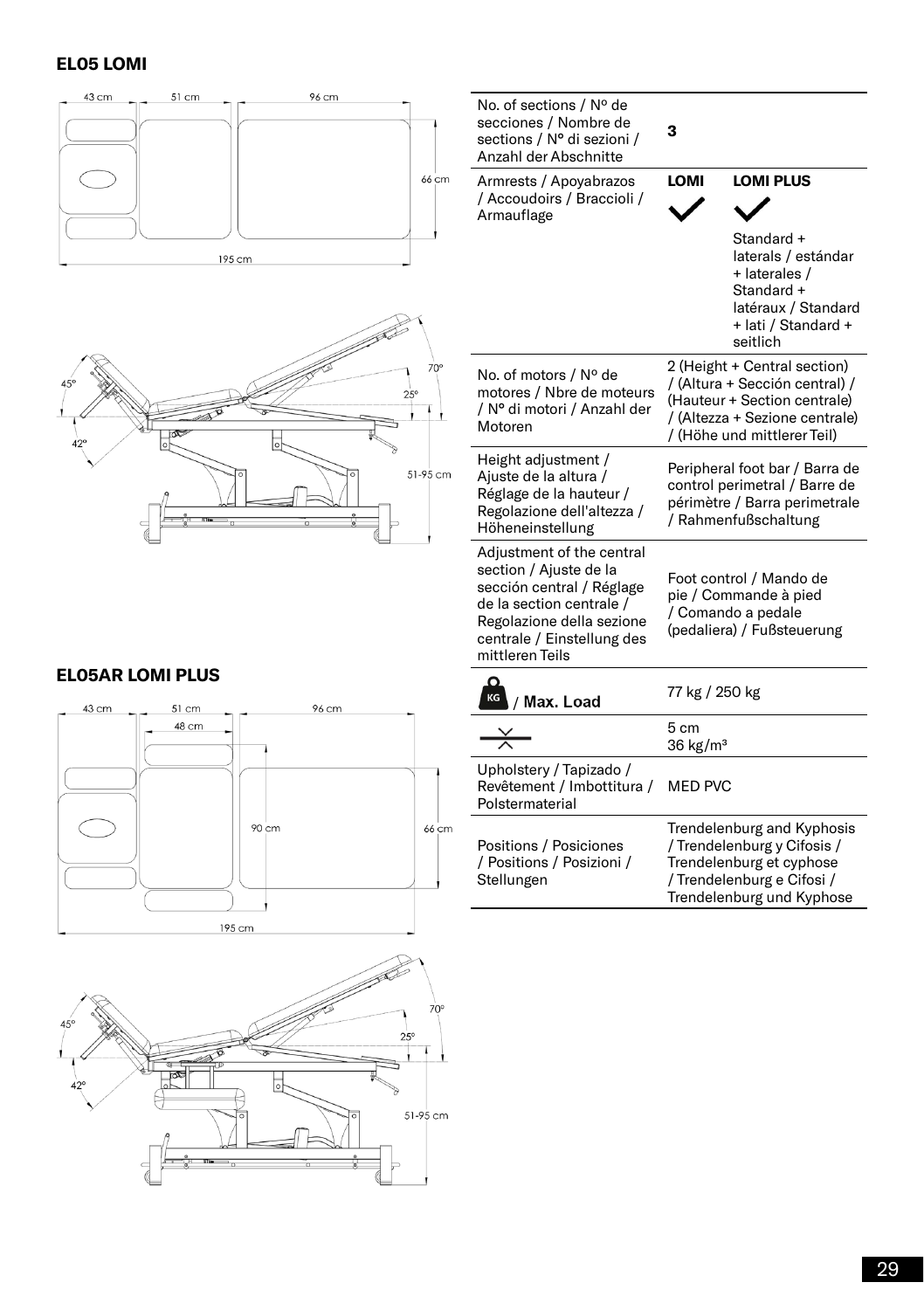## EL05 LOMI

43 cm | 51 cm | 96 cm | 66 cm | 195 cm

45° | 42° | 70° | 25° | 51-95 cm

## EL05AR LOMI PLUS

43 cm | 51 cm | 48 cm | 96 cm | 90 cm | 66 cm | 195 cm

45° | 42° | 70° | 25° | 51-95 cm

| | | |
|---|---|---|
| No. of sections / Nº de secciones / Nombre de sections / Nº di sezioni / Anzahl der Abschnitte | **3** | |
| Armrests / Apoyabrazos / Accoudoirs / Braccioli / Armauflage | **LOMI** ✓ | **LOMI PLUS** ✓ Standard + laterals / estándar + laterales / Standard + latéraux / Standard + lati / Standard + seitlich |
| No. of motors / Nº de motores / Nbre de moteurs / Nº di motori / Anzahl der Motoren | 2 (Height + Central section) / (Altura + Sección central) / (Hauteur + Section centrale) / (Altezza + Sezione centrale) / (Höhe und mittlerer Teil) | |
| Height adjustment / Ajuste de la altura / Réglage de la hauteur / Regolazione dell'altezza / Höheneinstellung | Peripheral foot bar / Barra de control perimetral / Barre de périmètre / Barra perimetrale / Rahmenfußschaltung | |
| Adjustment of the central section / Ajuste de la sección central / Réglage de la section centrale / Regolazione della sezione centrale / Einstellung des mittleren Teils | Foot control / Mando de pie / Commande à pied / Comando a pedale (pedaliera) / Fußsteuerung | |
| KG / **Max. Load** | 77 kg / 250 kg | |
| | 5 cm<br>36 kg/m³ | |
| Upholstery / Tapizado / Revêtement / Imbottitura / Polstermaterial | MED PVC | |
| Positions / Posiciones / Positions / Posizioni / Stellungen | Trendelenburg and Kyphosis / Trendelenburg y Cifosis / Trendelenburg et cyphose / Trendelenburg e Cifosi / Trendelenburg und Kyphose | |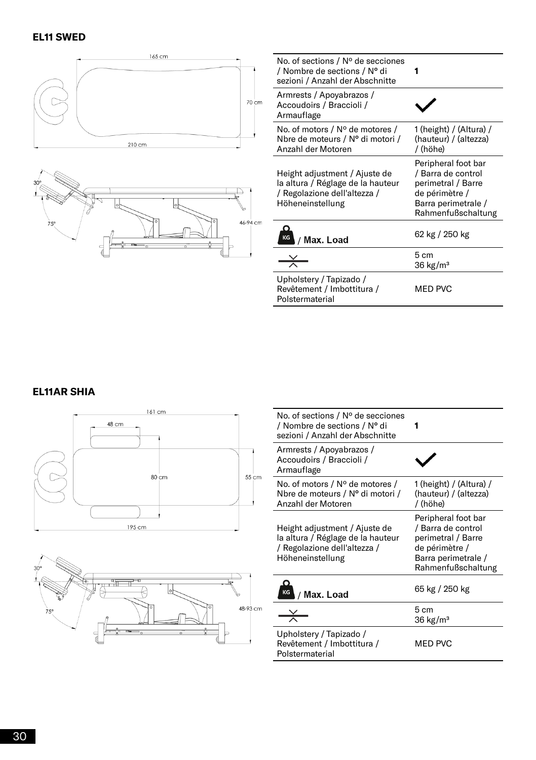## EL11 SWED

165 cm

70 cm

210 cm

30°

75°

46-94 cm

| | |
|---|---|
| No. of sections / Nº de secciones / Nombre de sections / N° di sezioni / Anzahl der Abschnitte | **1** |
| Armrests / Apoyabrazos / Accoudoirs / Braccioli / Armauflage | ✓ |
| No. of motors / Nº de motores / Nbre de moteurs / N° di motori / Anzahl der Motoren | 1 (height) / (Altura) / (hauteur) / (altezza) / (höhe) |
| Height adjustment / Ajuste de la altura / Réglage de la hauteur / Regolazione dell'altezza / Höheneinstellung | Peripheral foot bar / Barra de control perimetral / Barre de périmètre / Barra perimetrale / Rahmenfußschaltung |
| KG / **Max. Load** | 62 kg / 250 kg |
| | 5 cm<br>36 kg/m³ |
| Upholstery / Tapizado / Revêtement / Imbottitura / Polstermaterial | MED PVC |

## EL11AR SHIA

161 cm

48 cm

80 cm

55 cm

195 cm

30°

75°

48-93 cm

| | |
|---|---|
| No. of sections / Nº de secciones / Nombre de sections / N° di sezioni / Anzahl der Abschnitte | **1** |
| Armrests / Apoyabrazos / Accoudoirs / Braccioli / Armauflage | ✓ |
| No. of motors / Nº de motores / Nbre de moteurs / N° di motori / Anzahl der Motoren | 1 (height) / (Altura) / (hauteur) / (altezza) / (höhe) |
| Height adjustment / Ajuste de la altura / Réglage de la hauteur / Regolazione dell'altezza / Höheneinstellung | Peripheral foot bar / Barra de control perimetral / Barre de périmètre / Barra perimetrale / Rahmenfußschaltung |
| KG / **Max. Load** | 65 kg / 250 kg |
| | 5 cm<br>36 kg/m³ |
| Upholstery / Tapizado / Revêtement / Imbottitura / Polstermaterial | MED PVC |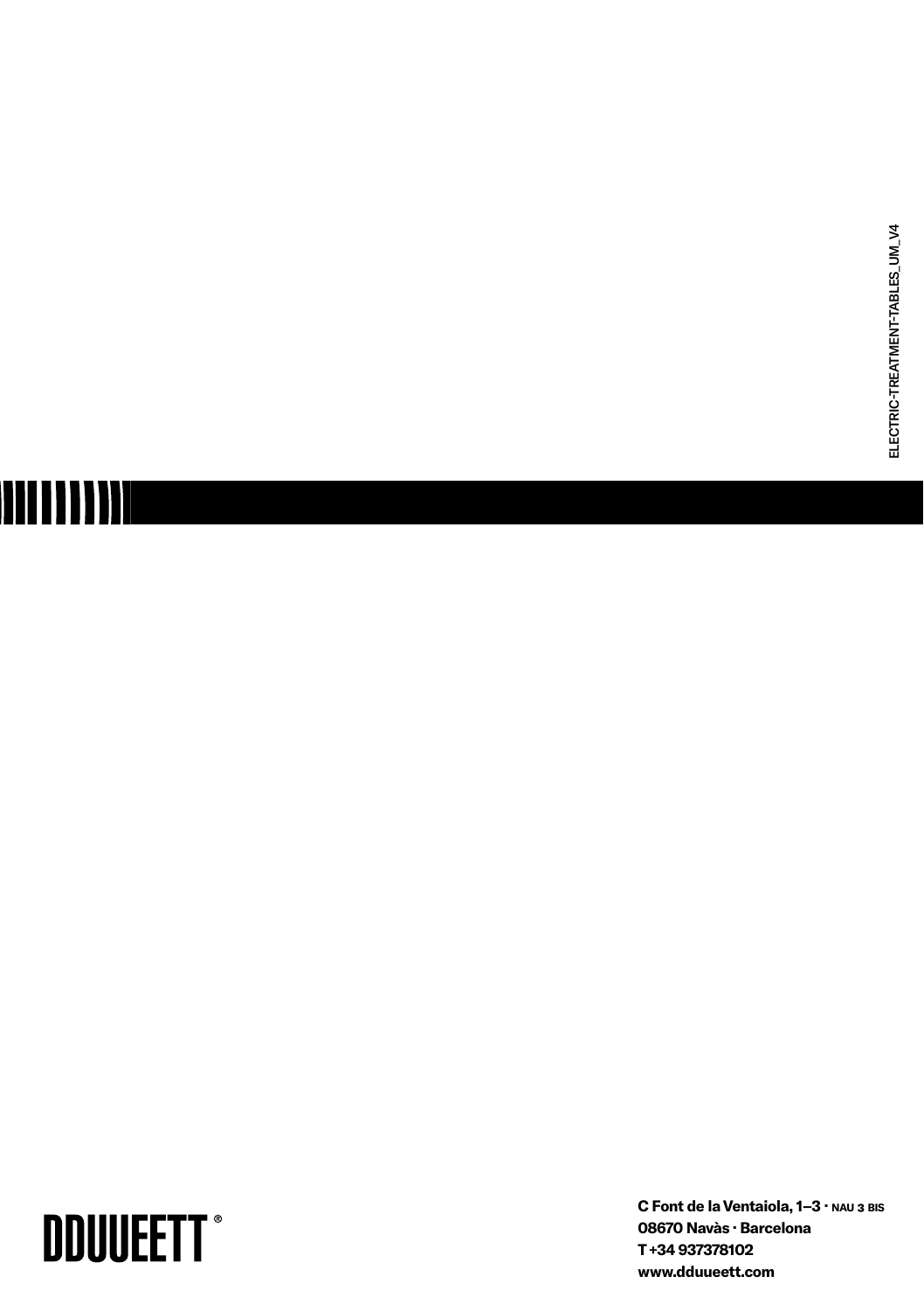ELECTRIC-TREATMENT-TABLES_UM_V4

DDUUEETT®

**C Font de la Ventaiola, 1–3 · NAU 3 BIS**
**08670 Navàs · Barcelona**
**T +34 937378102**
**www.dduueett.com**